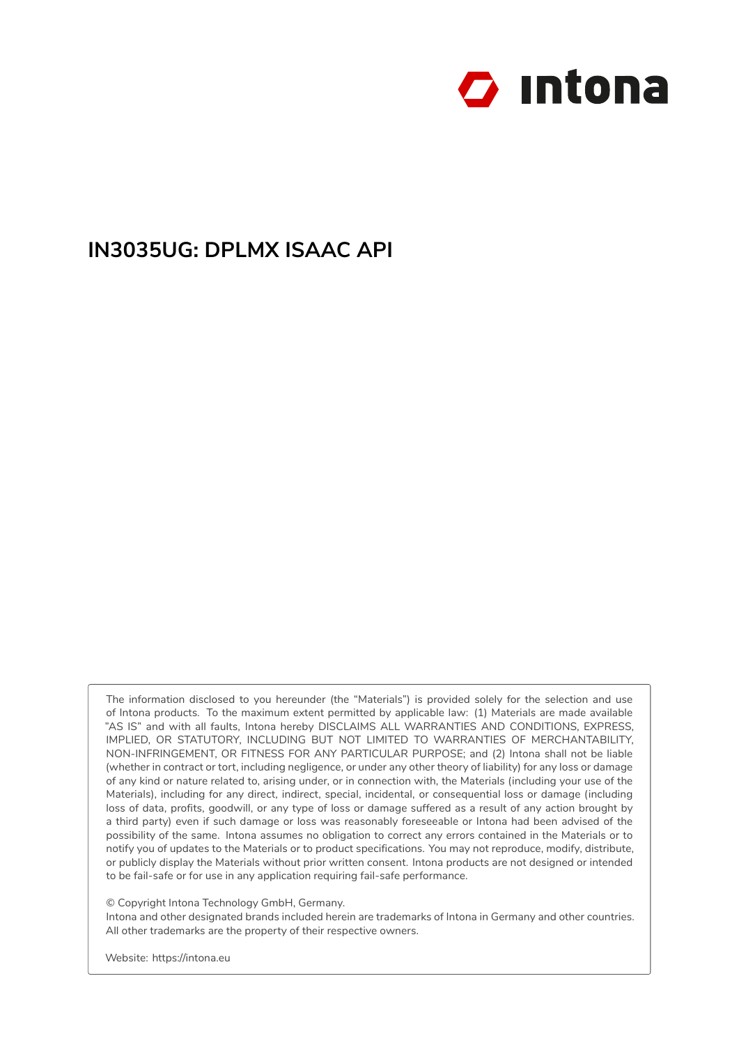# IN3035UG: DPLMX ISAAC API

The information disclosed to you hereunder (the "Materials") is provided solely for the selection and use of Intona products. To the maximum extent permitted by applicable law: (1) Materials are made available "AS IS" and with all faults, Intona hereby DISCLAIMS ALL WARRANTIES AND CONDITIONS, EXPRESS, IMPLIED, OR STATUTORY, INCLUDING BUT NOT LIMITED TO WARRANTIES OF MERCHANTABILITY, NON-INFRINGEMENT, OR FITNESS FOR ANY PARTICULAR PURPOSE; and (2) Intona shall not be liable (whether in contract or tort, including negligence, or under any other theory of liability) for any loss or damage of any kind or nature related to, arising under, or in connection with, the Materials (including your use of the Materials), including for any direct, indirect, special, incidental, or consequential loss or damage (including loss of data, profits, goodwill, or any type of loss or damage suffered as a result of any action brought by a third party) even if such damage or loss was reasonably foreseeable or Intona had been advised of the possibility of the same. Intona assumes no obligation to correct any errors contained in the Materials or to notify you of updates to the Materials or to product specifications. You may not reproduce, modify, distribute, or publicly display the Materials without prior written consent. Intona products are not designed or intended to be fail-safe or for use in any application requiring fail-safe performance.

© Copyright Intona Technology GmbH, Germany.
Intona and other designated brands included herein are trademarks of Intona in Germany and other countries. All other trademarks are the property of their respective owners.

Website: https://intona.eu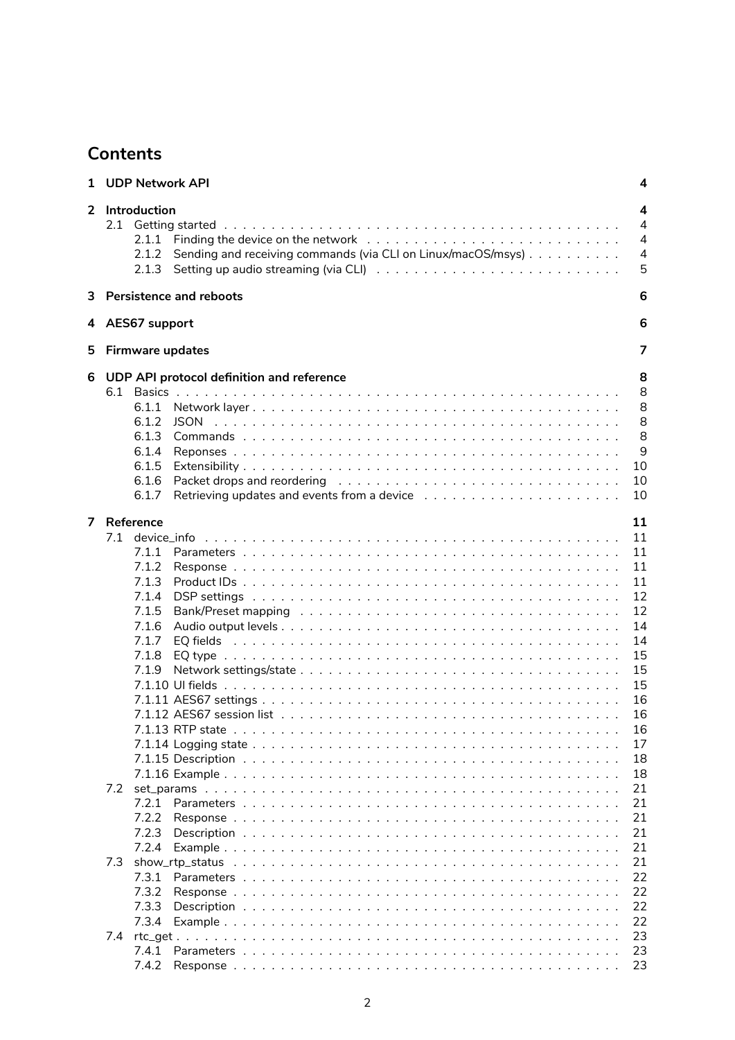# Contents

- **1 UDP Network API** — 4
- **2 Introduction** — 4
  - 2.1 Getting started — 4
    - 2.1.1 Finding the device on the network — 4
    - 2.1.2 Sending and receiving commands (via CLI on Linux/macOS/msys) — 4
    - 2.1.3 Setting up audio streaming (via CLI) — 5
- **3 Persistence and reboots** — 6
- **4 AES67 support** — 6
- **5 Firmware updates** — 7
- **6 UDP API protocol definition and reference** — 8
  - 6.1 Basics — 8
    - 6.1.1 Network layer — 8
    - 6.1.2 JSON — 8
    - 6.1.3 Commands — 8
    - 6.1.4 Reponses — 9
    - 6.1.5 Extensibility — 10
    - 6.1.6 Packet drops and reordering — 10
    - 6.1.7 Retrieving updates and events from a device — 10
- **7 Reference** — 11
  - 7.1 device_info — 11
    - 7.1.1 Parameters — 11
    - 7.1.2 Response — 11
    - 7.1.3 Product IDs — 11
    - 7.1.4 DSP settings — 12
    - 7.1.5 Bank/Preset mapping — 12
    - 7.1.6 Audio output levels — 14
    - 7.1.7 EQ fields — 14
    - 7.1.8 EQ type — 15
    - 7.1.9 Network settings/state — 15
    - 7.1.10 UI fields — 15
    - 7.1.11 AES67 settings — 16
    - 7.1.12 AES67 session list — 16
    - 7.1.13 RTP state — 16
    - 7.1.14 Logging state — 17
    - 7.1.15 Description — 18
    - 7.1.16 Example — 18
  - 7.2 set_params — 21
    - 7.2.1 Parameters — 21
    - 7.2.2 Response — 21
    - 7.2.3 Description — 21
    - 7.2.4 Example — 21
  - 7.3 show_rtp_status — 21
    - 7.3.1 Parameters — 22
    - 7.3.2 Response — 22
    - 7.3.3 Description — 22
    - 7.3.4 Example — 22
  - 7.4 rtc_get — 23
    - 7.4.1 Parameters — 23
    - 7.4.2 Response — 23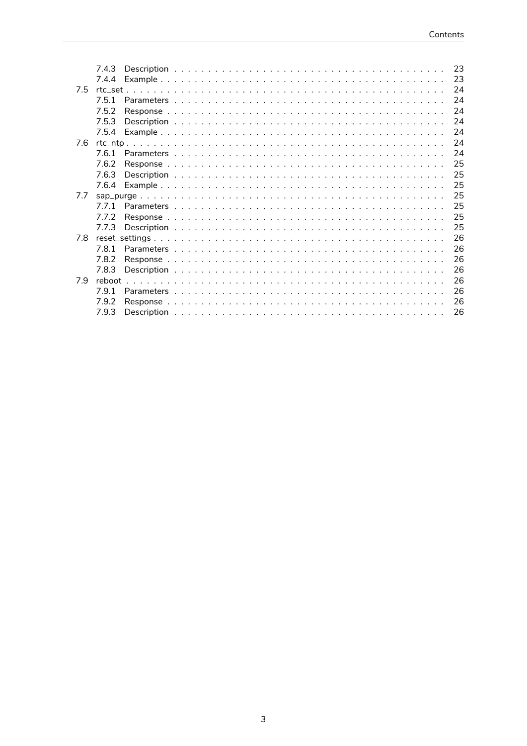7.4.3 Description . . . . . . . . . . . . . . . . . . . . . . . . . . . . . . . . . . . . . . . . 23
7.4.4 Example . . . . . . . . . . . . . . . . . . . . . . . . . . . . . . . . . . . . . . . . 23

7.5 rtc_set . . . . . . . . . . . . . . . . . . . . . . . . . . . . . . . . . . . . . . . . 24
7.5.1 Parameters . . . . . . . . . . . . . . . . . . . . . . . . . . . . . . . . . . . . . . . . 24
7.5.2 Response . . . . . . . . . . . . . . . . . . . . . . . . . . . . . . . . . . . . . . . . 24
7.5.3 Description . . . . . . . . . . . . . . . . . . . . . . . . . . . . . . . . . . . . . . . . 24
7.5.4 Example . . . . . . . . . . . . . . . . . . . . . . . . . . . . . . . . . . . . . . . . 24

7.6 rtc_ntp . . . . . . . . . . . . . . . . . . . . . . . . . . . . . . . . . . . . . . . . 24
7.6.1 Parameters . . . . . . . . . . . . . . . . . . . . . . . . . . . . . . . . . . . . . . . . 24
7.6.2 Response . . . . . . . . . . . . . . . . . . . . . . . . . . . . . . . . . . . . . . . . 25
7.6.3 Description . . . . . . . . . . . . . . . . . . . . . . . . . . . . . . . . . . . . . . . . 25
7.6.4 Example . . . . . . . . . . . . . . . . . . . . . . . . . . . . . . . . . . . . . . . . 25

7.7 sap_purge . . . . . . . . . . . . . . . . . . . . . . . . . . . . . . . . . . . . . . . . 25
7.7.1 Parameters . . . . . . . . . . . . . . . . . . . . . . . . . . . . . . . . . . . . . . . . 25
7.7.2 Response . . . . . . . . . . . . . . . . . . . . . . . . . . . . . . . . . . . . . . . . 25
7.7.3 Description . . . . . . . . . . . . . . . . . . . . . . . . . . . . . . . . . . . . . . . . 25

7.8 reset_settings . . . . . . . . . . . . . . . . . . . . . . . . . . . . . . . . . . . . . . . . 26
7.8.1 Parameters . . . . . . . . . . . . . . . . . . . . . . . . . . . . . . . . . . . . . . . . 26
7.8.2 Response . . . . . . . . . . . . . . . . . . . . . . . . . . . . . . . . . . . . . . . . 26
7.8.3 Description . . . . . . . . . . . . . . . . . . . . . . . . . . . . . . . . . . . . . . . . 26

7.9 reboot . . . . . . . . . . . . . . . . . . . . . . . . . . . . . . . . . . . . . . . . 26
7.9.1 Parameters . . . . . . . . . . . . . . . . . . . . . . . . . . . . . . . . . . . . . . . . 26
7.9.2 Response . . . . . . . . . . . . . . . . . . . . . . . . . . . . . . . . . . . . . . . . 26
7.9.3 Description . . . . . . . . . . . . . . . . . . . . . . . . . . . . . . . . . . . . . . . . 26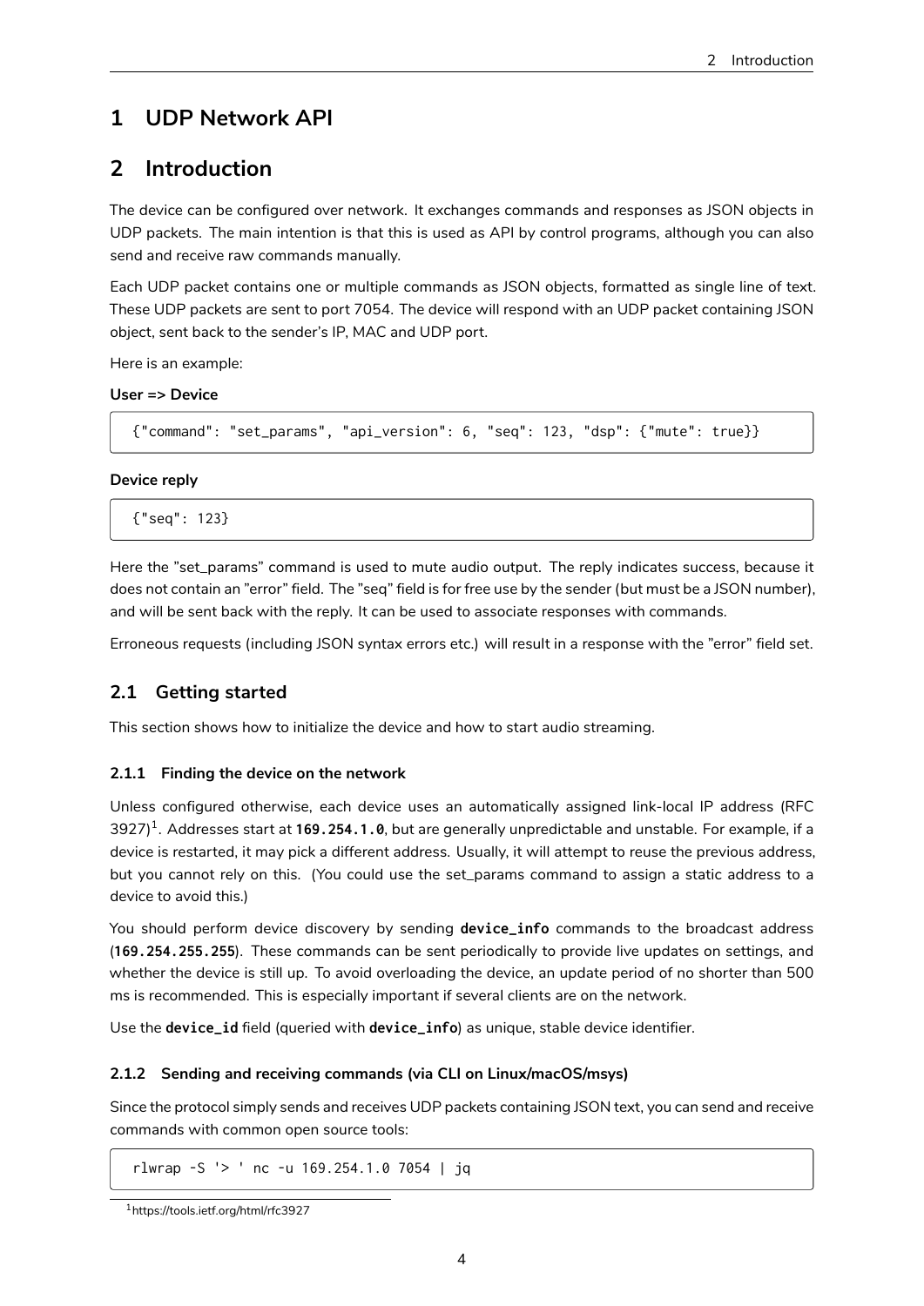# 1 UDP Network API

# 2 Introduction

The device can be configured over network. It exchanges commands and responses as JSON objects in UDP packets. The main intention is that this is used as API by control programs, although you can also send and receive raw commands manually.

Each UDP packet contains one or multiple commands as JSON objects, formatted as single line of text. These UDP packets are sent to port 7054. The device will respond with an UDP packet containing JSON object, sent back to the sender's IP, MAC and UDP port.

Here is an example:

**User => Device**

```
{"command": "set_params", "api_version": 6, "seq": 123, "dsp": {"mute": true}}
```

**Device reply**

```
{"seq": 123}
```

Here the "set_params" command is used to mute audio output. The reply indicates success, because it does not contain an "error" field. The "seq" field is for free use by the sender (but must be a JSON number), and will be sent back with the reply. It can be used to associate responses with commands.

Erroneous requests (including JSON syntax errors etc.) will result in a response with the "error" field set.

## 2.1 Getting started

This section shows how to initialize the device and how to start audio streaming.

### 2.1.1 Finding the device on the network

Unless configured otherwise, each device uses an automatically assigned link-local IP address (RFC 3927)[1]. Addresses start at **`169.254.1.0`**, but are generally unpredictable and unstable. For example, if a device is restarted, it may pick a different address. Usually, it will attempt to reuse the previous address, but you cannot rely on this. (You could use the set_params command to assign a static address to a device to avoid this.)

You should perform device discovery by sending **`device_info`** commands to the broadcast address (**`169.254.255.255`**). These commands can be sent periodically to provide live updates on settings, and whether the device is still up. To avoid overloading the device, an update period of no shorter than 500 ms is recommended. This is especially important if several clients are on the network.

Use the **`device_id`** field (queried with **`device_info`**) as unique, stable device identifier.

### 2.1.2 Sending and receiving commands (via CLI on Linux/macOS/msys)

Since the protocol simply sends and receives UDP packets containing JSON text, you can send and receive commands with common open source tools:

```
rlwrap -S '> ' nc -u 169.254.1.0 7054 | jq
```

[1] https://tools.ietf.org/html/rfc3927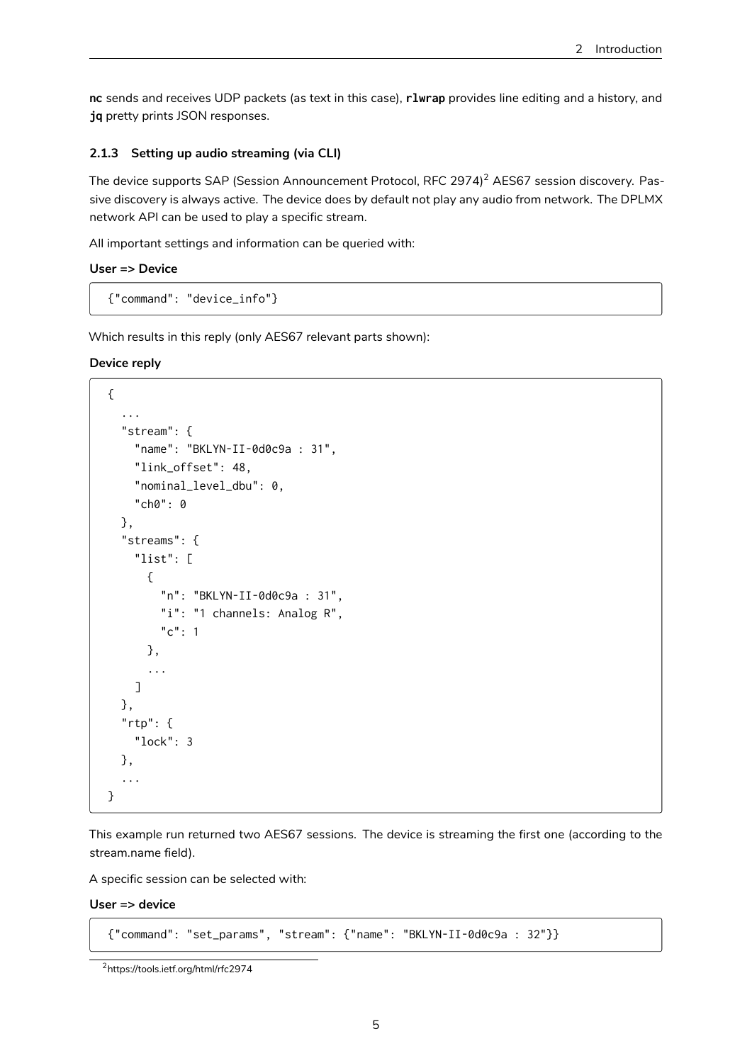**nc** sends and receives UDP packets (as text in this case), **rlwrap** provides line editing and a history, and **jq** pretty prints JSON responses.

### 2.1.3 Setting up audio streaming (via CLI)

The device supports SAP (Session Announcement Protocol, RFC 2974)[2] AES67 session discovery. Passive discovery is always active. The device does by default not play any audio from network. The DPLMX network API can be used to play a specific stream.

All important settings and information can be queried with:

**User => Device**

```
{"command": "device_info"}
```

Which results in this reply (only AES67 relevant parts shown):

**Device reply**

```
{
  ...
  "stream": {
    "name": "BKLYN-II-0d0c9a : 31",
    "link_offset": 48,
    "nominal_level_dbu": 0,
    "ch0": 0
  },
  "streams": {
    "list": [
      {
        "n": "BKLYN-II-0d0c9a : 31",
        "i": "1 channels: Analog R",
        "c": 1
      },
      ...
    ]
  },
  "rtp": {
    "lock": 3
  },
  ...
}
```

This example run returned two AES67 sessions. The device is streaming the first one (according to the stream.name field).

A specific session can be selected with:

**User => device**

```
{"command": "set_params", "stream": {"name": "BKLYN-II-0d0c9a : 32"}}
```

[2] https://tools.ietf.org/html/rfc2974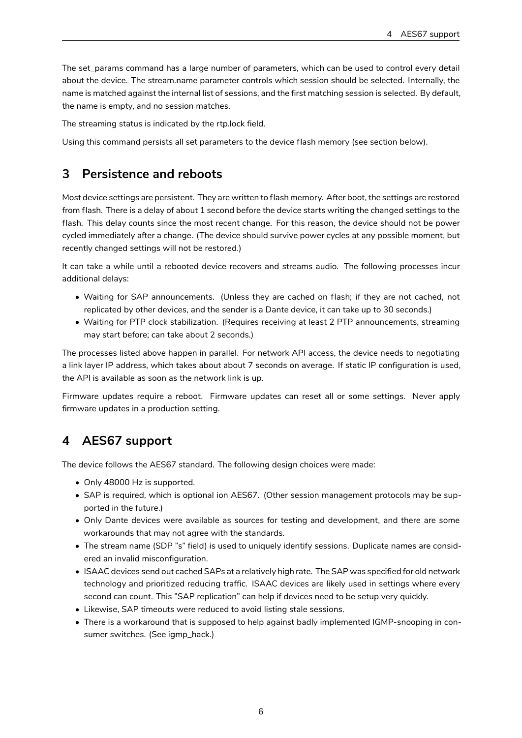The set_params command has a large number of parameters, which can be used to control every detail about the device. The stream.name parameter controls which session should be selected. Internally, the name is matched against the internal list of sessions, and the first matching session is selected. By default, the name is empty, and no session matches.

The streaming status is indicated by the rtp.lock field.

Using this command persists all set parameters to the device flash memory (see section below).

## 3 Persistence and reboots

Most device settings are persistent. They are written to flash memory. After boot, the settings are restored from flash. There is a delay of about 1 second before the device starts writing the changed settings to the flash. This delay counts since the most recent change. For this reason, the device should not be power cycled immediately after a change. (The device should survive power cycles at any possible moment, but recently changed settings will not be restored.)

It can take a while until a rebooted device recovers and streams audio. The following processes incur additional delays:

- Waiting for SAP announcements. (Unless they are cached on flash; if they are not cached, not replicated by other devices, and the sender is a Dante device, it can take up to 30 seconds.)
- Waiting for PTP clock stabilization. (Requires receiving at least 2 PTP announcements, streaming may start before; can take about 2 seconds.)

The processes listed above happen in parallel. For network API access, the device needs to negotiating a link layer IP address, which takes about about 7 seconds on average. If static IP configuration is used, the API is available as soon as the network link is up.

Firmware updates require a reboot. Firmware updates can reset all or some settings. Never apply firmware updates in a production setting.

## 4 AES67 support

The device follows the AES67 standard. The following design choices were made:

- Only 48000 Hz is supported.
- SAP is required, which is optional ion AES67. (Other session management protocols may be supported in the future.)
- Only Dante devices were available as sources for testing and development, and there are some workarounds that may not agree with the standards.
- The stream name (SDP "s" field) is used to uniquely identify sessions. Duplicate names are considered an invalid misconfiguration.
- ISAAC devices send out cached SAPs at a relatively high rate. The SAP was specified for old network technology and prioritized reducing traffic. ISAAC devices are likely used in settings where every second can count. This "SAP replication" can help if devices need to be setup very quickly.
- Likewise, SAP timeouts were reduced to avoid listing stale sessions.
- There is a workaround that is supposed to help against badly implemented IGMP-snooping in consumer switches. (See igmp_hack.)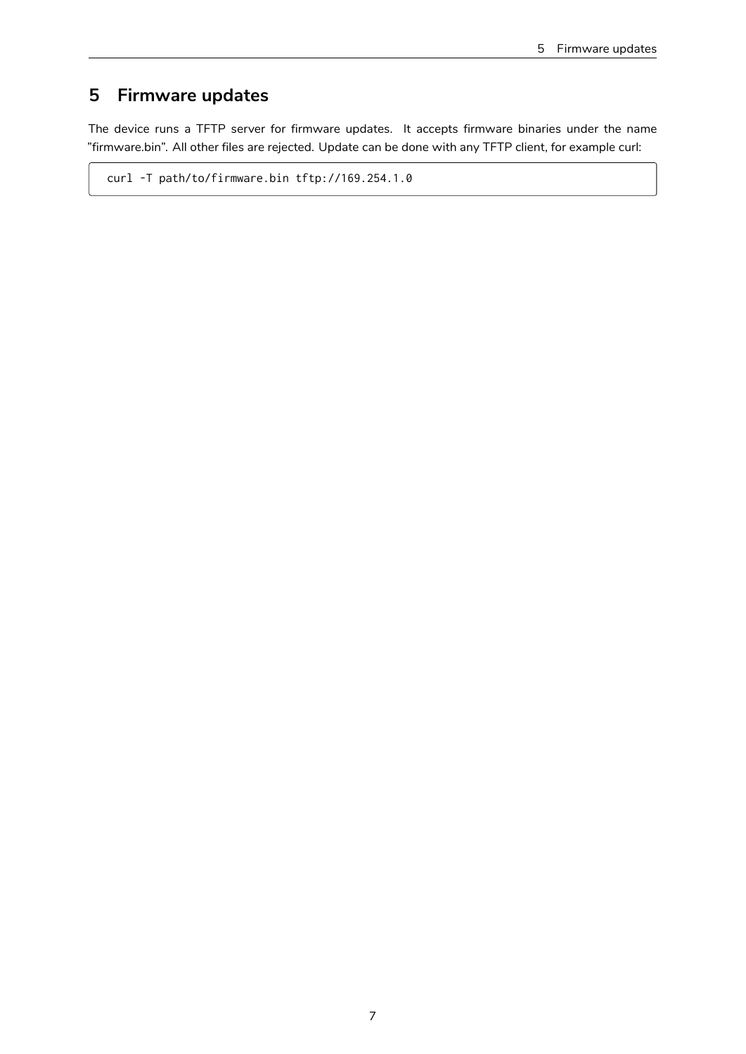# 5 Firmware updates

The device runs a TFTP server for firmware updates. It accepts firmware binaries under the name ”firmware.bin”. All other files are rejected. Update can be done with any TFTP client, for example curl:

```
curl -T path/to/firmware.bin tftp://169.254.1.0
```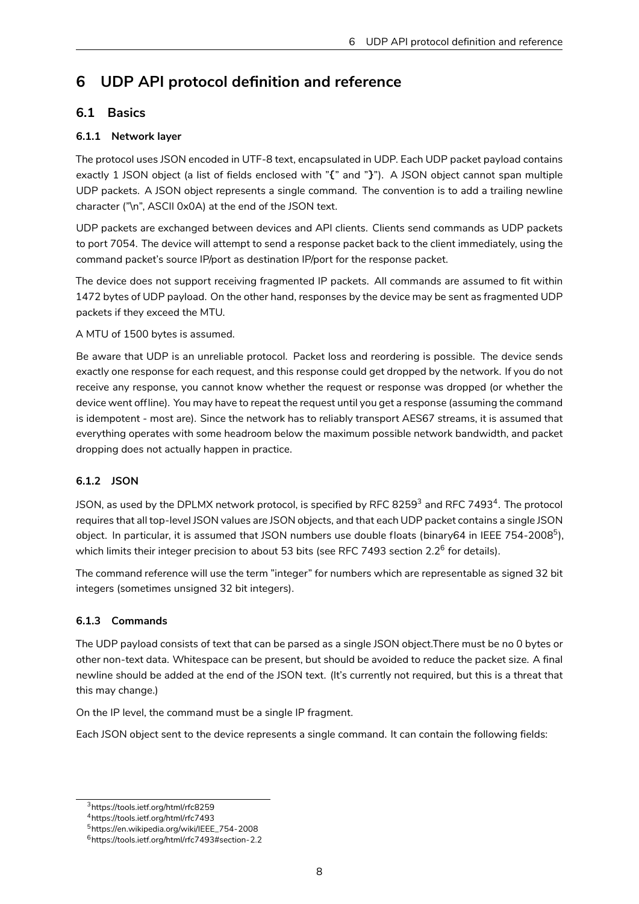# 6 UDP API protocol definition and reference

## 6.1 Basics

### 6.1.1 Network layer

The protocol uses JSON encoded in UTF-8 text, encapsulated in UDP. Each UDP packet payload contains exactly 1 JSON object (a list of fields enclosed with "**{**" and "**}**"). A JSON object cannot span multiple UDP packets. A JSON object represents a single command. The convention is to add a trailing newline character ("\n", ASCII 0x0A) at the end of the JSON text.

UDP packets are exchanged between devices and API clients. Clients send commands as UDP packets to port 7054. The device will attempt to send a response packet back to the client immediately, using the command packet's source IP/port as destination IP/port for the response packet.

The device does not support receiving fragmented IP packets. All commands are assumed to fit within 1472 bytes of UDP payload. On the other hand, responses by the device may be sent as fragmented UDP packets if they exceed the MTU.

A MTU of 1500 bytes is assumed.

Be aware that UDP is an unreliable protocol. Packet loss and reordering is possible. The device sends exactly one response for each request, and this response could get dropped by the network. If you do not receive any response, you cannot know whether the request or response was dropped (or whether the device went offline). You may have to repeat the request until you get a response (assuming the command is idempotent - most are). Since the network has to reliably transport AES67 streams, it is assumed that everything operates with some headroom below the maximum possible network bandwidth, and packet dropping does not actually happen in practice.

### 6.1.2 JSON

JSON, as used by the DPLMX network protocol, is specified by RFC 8259[3] and RFC 7493[4]. The protocol requires that all top-level JSON values are JSON objects, and that each UDP packet contains a single JSON object. In particular, it is assumed that JSON numbers use double floats (binary64 in IEEE 754-2008[5]), which limits their integer precision to about 53 bits (see RFC 7493 section 2.2[6] for details).

The command reference will use the term "integer" for numbers which are representable as signed 32 bit integers (sometimes unsigned 32 bit integers).

### 6.1.3 Commands

The UDP payload consists of text that can be parsed as a single JSON object.There must be no 0 bytes or other non-text data. Whitespace can be present, but should be avoided to reduce the packet size. A final newline should be added at the end of the JSON text. (It's currently not required, but this is a threat that this may change.)

On the IP level, the command must be a single IP fragment.

Each JSON object sent to the device represents a single command. It can contain the following fields:

---

[3] https://tools.ietf.org/html/rfc8259

[4] https://tools.ietf.org/html/rfc7493

[5] https://en.wikipedia.org/wiki/IEEE_754-2008

[6] https://tools.ietf.org/html/rfc7493#section-2.2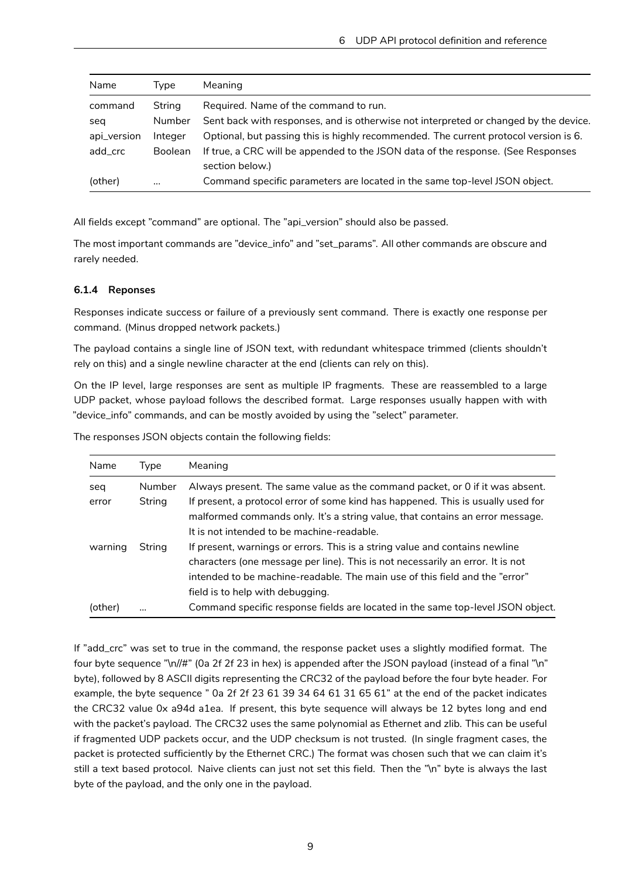| Name | Type | Meaning |
|---|---|---|
| command | String | Required. Name of the command to run. |
| seq | Number | Sent back with responses, and is otherwise not interpreted or changed by the device. |
| api_version | Integer | Optional, but passing this is highly recommended. The current protocol version is 6. |
| add_crc | Boolean | If true, a CRC will be appended to the JSON data of the response. (See Responses section below.) |
| (other) | ... | Command specific parameters are located in the same top-level JSON object. |

All fields except "command" are optional. The "api_version" should also be passed.

The most important commands are "device_info" and "set_params". All other commands are obscure and rarely needed.

#### 6.1.4 Reponses

Responses indicate success or failure of a previously sent command. There is exactly one response per command. (Minus dropped network packets.)

The payload contains a single line of JSON text, with redundant whitespace trimmed (clients shouldn't rely on this) and a single newline character at the end (clients can rely on this).

On the IP level, large responses are sent as multiple IP fragments. These are reassembled to a large UDP packet, whose payload follows the described format. Large responses usually happen with with "device_info" commands, and can be mostly avoided by using the "select" parameter.

The responses JSON objects contain the following fields:

| Name | Type | Meaning |
|---|---|---|
| seq | Number | Always present. The same value as the command packet, or 0 if it was absent. |
| error | String | If present, a protocol error of some kind has happened. This is usually used for malformed commands only. It's a string value, that contains an error message. It is not intended to be machine-readable. |
| warning | String | If present, warnings or errors. This is a string value and contains newline characters (one message per line). This is not necessarily an error. It is not intended to be machine-readable. The main use of this field and the "error" field is to help with debugging. |
| (other) | ... | Command specific response fields are located in the same top-level JSON object. |

If "add_crc" was set to true in the command, the response packet uses a slightly modified format. The four byte sequence "\n//#" (0a 2f 2f 23 in hex) is appended after the JSON payload (instead of a final "\n" byte), followed by 8 ASCII digits representing the CRC32 of the payload before the four byte header. For example, the byte sequence " 0a 2f 2f 23 61 39 34 64 61 31 65 61" at the end of the packet indicates the CRC32 value 0x a94d a1ea. If present, this byte sequence will always be 12 bytes long and end with the packet's payload. The CRC32 uses the same polynomial as Ethernet and zlib. This can be useful if fragmented UDP packets occur, and the UDP checksum is not trusted. (In single fragment cases, the packet is protected sufficiently by the Ethernet CRC.) The format was chosen such that we can claim it's still a text based protocol. Naive clients can just not set this field. Then the "\n" byte is always the last byte of the payload, and the only one in the payload.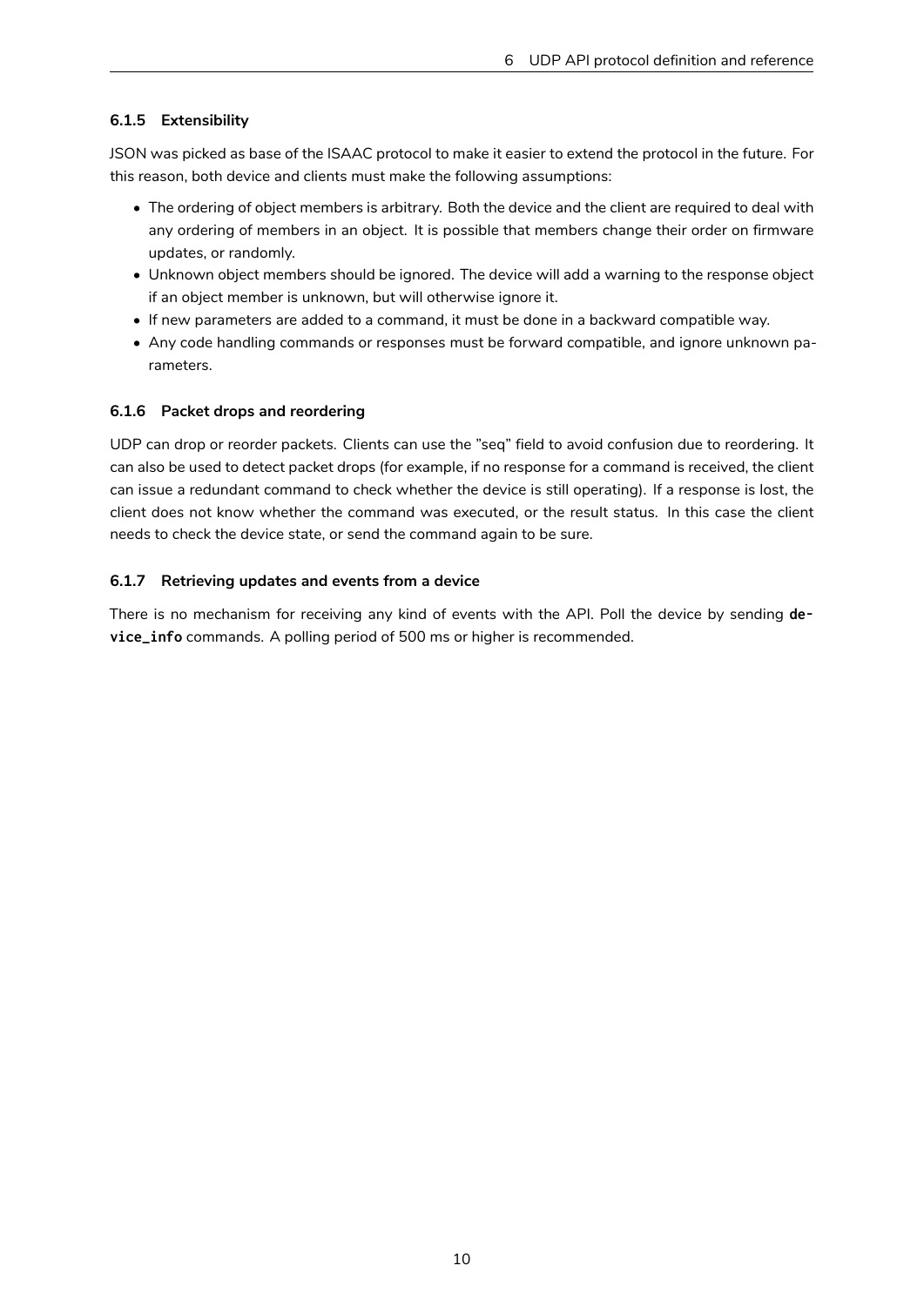### 6.1.5 Extensibility

JSON was picked as base of the ISAAC protocol to make it easier to extend the protocol in the future. For this reason, both device and clients must make the following assumptions:

- The ordering of object members is arbitrary. Both the device and the client are required to deal with any ordering of members in an object. It is possible that members change their order on firmware updates, or randomly.
- Unknown object members should be ignored. The device will add a warning to the response object if an object member is unknown, but will otherwise ignore it.
- If new parameters are added to a command, it must be done in a backward compatible way.
- Any code handling commands or responses must be forward compatible, and ignore unknown parameters.

### 6.1.6 Packet drops and reordering

UDP can drop or reorder packets. Clients can use the "seq" field to avoid confusion due to reordering. It can also be used to detect packet drops (for example, if no response for a command is received, the client can issue a redundant command to check whether the device is still operating). If a response is lost, the client does not know whether the command was executed, or the result status. In this case the client needs to check the device state, or send the command again to be sure.

### 6.1.7 Retrieving updates and events from a device

There is no mechanism for receiving any kind of events with the API. Poll the device by sending **device_info** commands. A polling period of 500 ms or higher is recommended.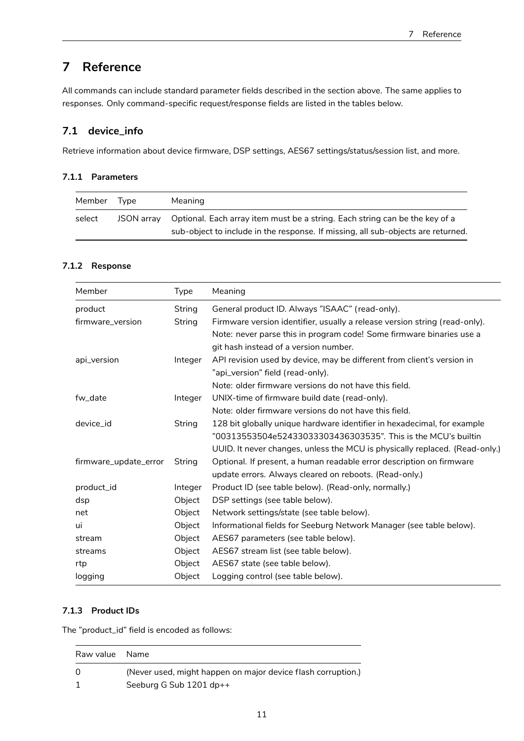# 7 Reference

All commands can include standard parameter fields described in the section above. The same applies to responses. Only command-specific request/response fields are listed in the tables below.

## 7.1 device_info

Retrieve information about device firmware, DSP settings, AES67 settings/status/session list, and more.

### 7.1.1 Parameters

| Member | Type | Meaning |
|---|---|---|
| select | JSON array | Optional. Each array item must be a string. Each string can be the key of a sub-object to include in the response. If missing, all sub-objects are returned. |

### 7.1.2 Response

| Member | Type | Meaning |
|---|---|---|
| product | String | General product ID. Always "ISAAC" (read-only). |
| firmware_version | String | Firmware version identifier, usually a release version string (read-only). Note: never parse this in program code! Some firmware binaries use a git hash instead of a version number. |
| api_version | Integer | API revision used by device, may be different from client's version in "api_version" field (read-only). Note: older firmware versions do not have this field. |
| fw_date | Integer | UNIX-time of firmware build date (read-only). Note: older firmware versions do not have this field. |
| device_id | String | 128 bit globally unique hardware identifier in hexadecimal, for example "00313553504e52433033303436303535". This is the MCU's builtin UUID. It never changes, unless the MCU is physically replaced. (Read-only.) |
| firmware_update_error | String | Optional. If present, a human readable error description on firmware update errors. Always cleared on reboots. (Read-only.) |
| product_id | Integer | Product ID (see table below). (Read-only, normally.) |
| dsp | Object | DSP settings (see table below). |
| net | Object | Network settings/state (see table below). |
| ui | Object | Informational fields for Seeburg Network Manager (see table below). |
| stream | Object | AES67 parameters (see table below). |
| streams | Object | AES67 stream list (see table below). |
| rtp | Object | AES67 state (see table below). |
| logging | Object | Logging control (see table below). |

### 7.1.3 Product IDs

The "product_id" field is encoded as follows:

| Raw value | Name |
|---|---|
| 0 | (Never used, might happen on major device flash corruption.) |
| 1 | Seeburg G Sub 1201 dp++ |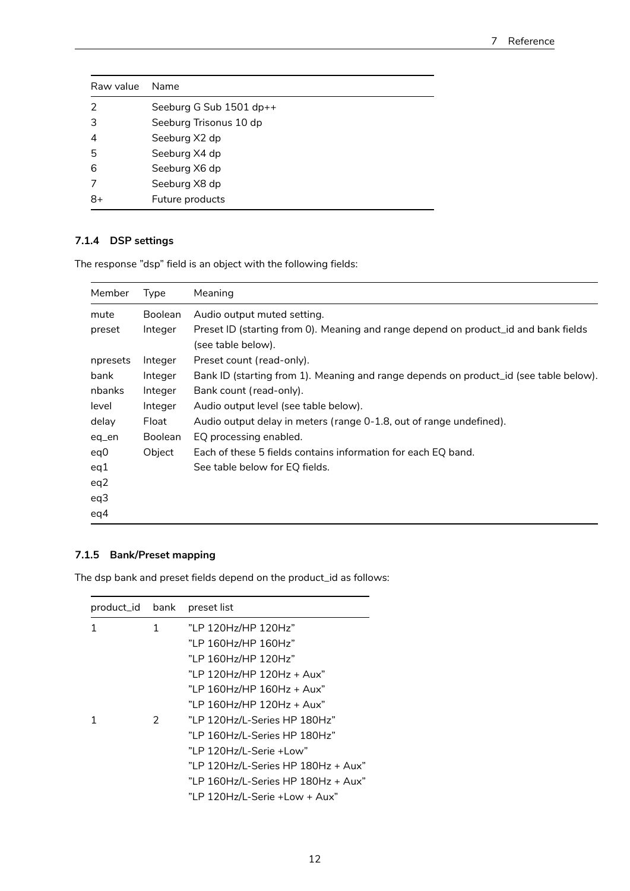| Raw value | Name |
| --- | --- |
| 2 | Seeburg G Sub 1501 dp++ |
| 3 | Seeburg Trisonus 10 dp |
| 4 | Seeburg X2 dp |
| 5 | Seeburg X4 dp |
| 6 | Seeburg X6 dp |
| 7 | Seeburg X8 dp |
| 8+ | Future products |

### 7.1.4 DSP settings

The response ”dsp” field is an object with the following fields:

| Member | Type | Meaning |
| --- | --- | --- |
| mute | Boolean | Audio output muted setting. |
| preset | Integer | Preset ID (starting from 0). Meaning and range depend on product_id and bank fields (see table below). |
| npresets | Integer | Preset count (read-only). |
| bank | Integer | Bank ID (starting from 1). Meaning and range depends on product_id (see table below). |
| nbanks | Integer | Bank count (read-only). |
| level | Integer | Audio output level (see table below). |
| delay | Float | Audio output delay in meters (range 0-1.8, out of range undefined). |
| eq_en | Boolean | EQ processing enabled. |
| eq0 | Object | Each of these 5 fields contains information for each EQ band. |
| eq1 | | See table below for EQ fields. |
| eq2 | | |
| eq3 | | |
| eq4 | | |

### 7.1.5 Bank/Preset mapping

The dsp bank and preset fields depend on the product_id as follows:

| product_id | bank | preset list |
| --- | --- | --- |
| 1 | 1 | ”LP 120Hz/HP 120Hz” |
| | | ”LP 160Hz/HP 160Hz” |
| | | ”LP 160Hz/HP 120Hz” |
| | | ”LP 120Hz/HP 120Hz + Aux” |
| | | ”LP 160Hz/HP 160Hz + Aux” |
| | | ”LP 160Hz/HP 120Hz + Aux” |
| 1 | 2 | ”LP 120Hz/L-Series HP 180Hz” |
| | | ”LP 160Hz/L-Series HP 180Hz” |
| | | ”LP 120Hz/L-Serie +Low” |
| | | ”LP 120Hz/L-Series HP 180Hz + Aux” |
| | | ”LP 160Hz/L-Series HP 180Hz + Aux” |
| | | ”LP 120Hz/L-Serie +Low + Aux” |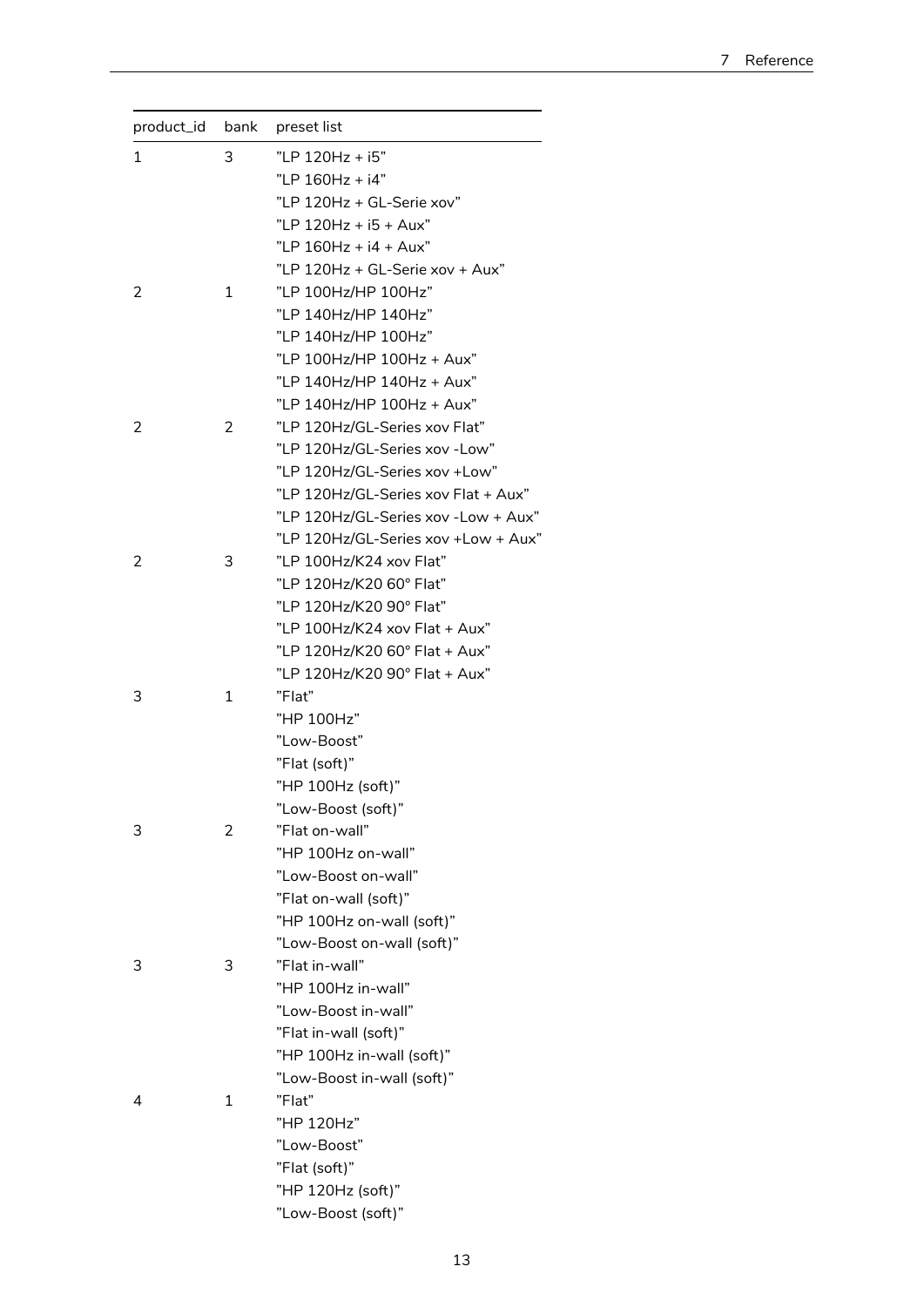| product_id | bank | preset list |
|---|---|---|
| 1 | 3 | ”LP 120Hz + i5”<br>”LP 160Hz + i4”<br>”LP 120Hz + GL-Serie xov”<br>”LP 120Hz + i5 + Aux”<br>”LP 160Hz + i4 + Aux”<br>”LP 120Hz + GL-Serie xov + Aux” |
| 2 | 1 | ”LP 100Hz/HP 100Hz”<br>”LP 140Hz/HP 140Hz”<br>”LP 140Hz/HP 100Hz”<br>”LP 100Hz/HP 100Hz + Aux”<br>”LP 140Hz/HP 140Hz + Aux”<br>”LP 140Hz/HP 100Hz + Aux” |
| 2 | 2 | ”LP 120Hz/GL-Series xov Flat”<br>”LP 120Hz/GL-Series xov -Low”<br>”LP 120Hz/GL-Series xov +Low”<br>”LP 120Hz/GL-Series xov Flat + Aux”<br>”LP 120Hz/GL-Series xov -Low + Aux”<br>”LP 120Hz/GL-Series xov +Low + Aux” |
| 2 | 3 | ”LP 100Hz/K24 xov Flat”<br>”LP 120Hz/K20 60° Flat”<br>”LP 120Hz/K20 90° Flat”<br>”LP 100Hz/K24 xov Flat + Aux”<br>”LP 120Hz/K20 60° Flat + Aux”<br>”LP 120Hz/K20 90° Flat + Aux” |
| 3 | 1 | ”Flat”<br>”HP 100Hz”<br>”Low-Boost”<br>”Flat (soft)”<br>”HP 100Hz (soft)”<br>”Low-Boost (soft)” |
| 3 | 2 | ”Flat on-wall”<br>”HP 100Hz on-wall”<br>”Low-Boost on-wall”<br>”Flat on-wall (soft)”<br>”HP 100Hz on-wall (soft)”<br>”Low-Boost on-wall (soft)” |
| 3 | 3 | ”Flat in-wall”<br>”HP 100Hz in-wall”<br>”Low-Boost in-wall”<br>”Flat in-wall (soft)”<br>”HP 100Hz in-wall (soft)”<br>”Low-Boost in-wall (soft)” |
| 4 | 1 | ”Flat”<br>”HP 120Hz”<br>”Low-Boost”<br>”Flat (soft)”<br>”HP 120Hz (soft)”<br>”Low-Boost (soft)” |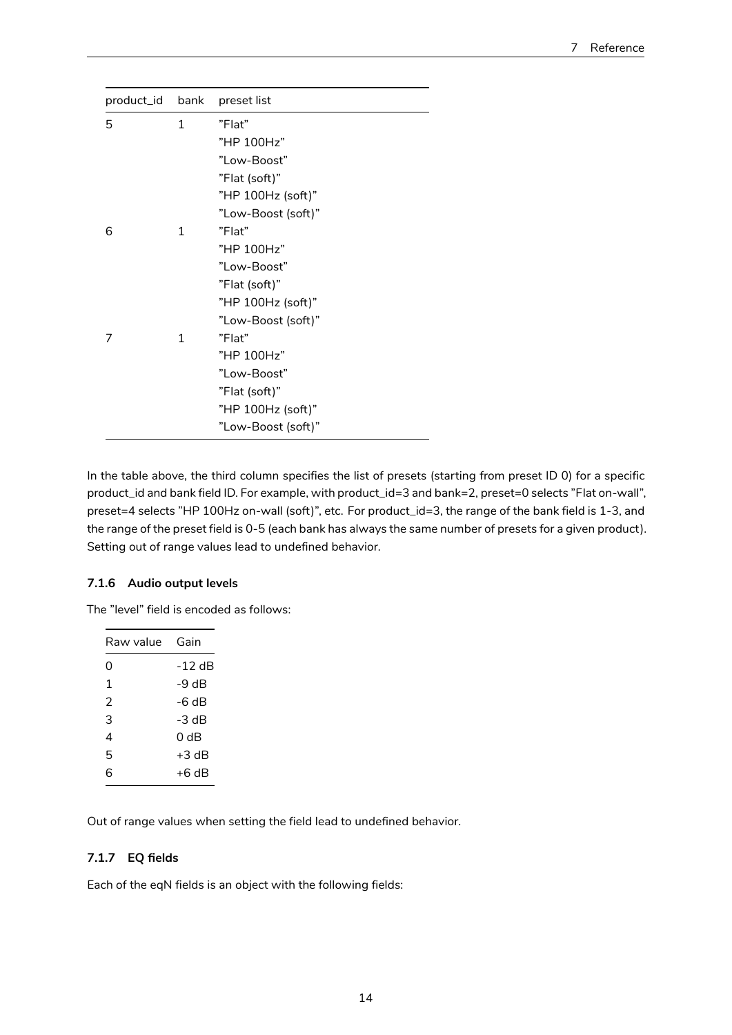| product_id | bank | preset list |
|---|---|---|
| 5 | 1 | "Flat" |
| | | "HP 100Hz" |
| | | "Low-Boost" |
| | | "Flat (soft)" |
| | | "HP 100Hz (soft)" |
| | | "Low-Boost (soft)" |
| 6 | 1 | "Flat" |
| | | "HP 100Hz" |
| | | "Low-Boost" |
| | | "Flat (soft)" |
| | | "HP 100Hz (soft)" |
| | | "Low-Boost (soft)" |
| 7 | 1 | "Flat" |
| | | "HP 100Hz" |
| | | "Low-Boost" |
| | | "Flat (soft)" |
| | | "HP 100Hz (soft)" |
| | | "Low-Boost (soft)" |

In the table above, the third column specifies the list of presets (starting from preset ID 0) for a specific product_id and bank field ID. For example, with product_id=3 and bank=2, preset=0 selects "Flat on-wall", preset=4 selects "HP 100Hz on-wall (soft)", etc. For product_id=3, the range of the bank field is 1-3, and the range of the preset field is 0-5 (each bank has always the same number of presets for a given product). Setting out of range values lead to undefined behavior.

### 7.1.6 Audio output levels

The "level" field is encoded as follows:

| Raw value | Gain |
|---|---|
| 0 | -12 dB |
| 1 | -9 dB |
| 2 | -6 dB |
| 3 | -3 dB |
| 4 | 0 dB |
| 5 | +3 dB |
| 6 | +6 dB |

Out of range values when setting the field lead to undefined behavior.

### 7.1.7 EQ fields

Each of the eqN fields is an object with the following fields: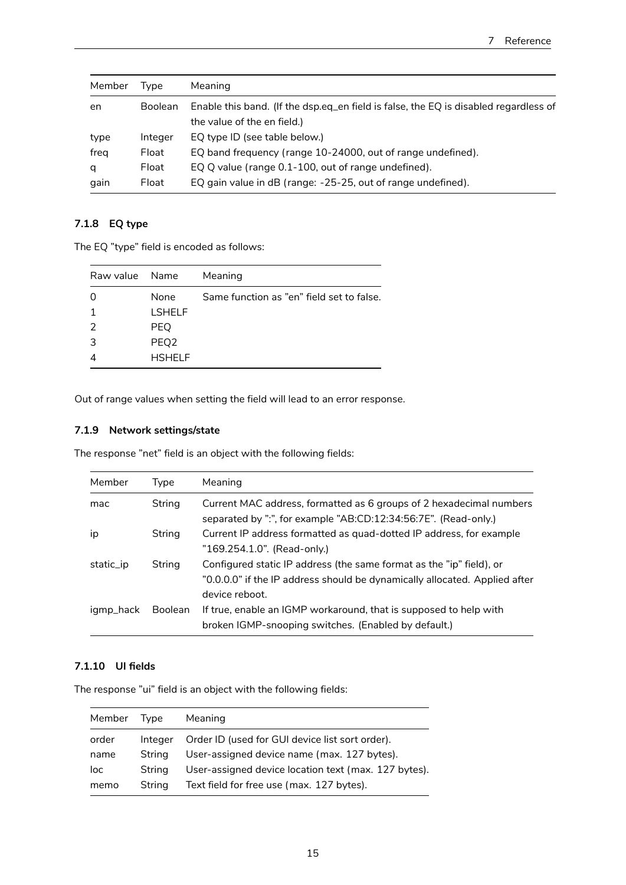| Member | Type | Meaning |
|---|---|---|
| en | Boolean | Enable this band. (If the dsp.eq_en field is false, the EQ is disabled regardless of the value of the en field.) |
| type | Integer | EQ type ID (see table below.) |
| freq | Float | EQ band frequency (range 10-24000, out of range undefined). |
| q | Float | EQ Q value (range 0.1-100, out of range undefined). |
| gain | Float | EQ gain value in dB (range: -25-25, out of range undefined). |

### 7.1.8 EQ type

The EQ "type" field is encoded as follows:

| Raw value | Name | Meaning |
|---|---|---|
| 0 | None | Same function as "en" field set to false. |
| 1 | LSHELF | |
| 2 | PEQ | |
| 3 | PEQ2 | |
| 4 | HSHELF | |

Out of range values when setting the field will lead to an error response.

### 7.1.9 Network settings/state

The response "net" field is an object with the following fields:

| Member | Type | Meaning |
|---|---|---|
| mac | String | Current MAC address, formatted as 6 groups of 2 hexadecimal numbers separated by ":", for example "AB:CD:12:34:56:7E". (Read-only.) |
| ip | String | Current IP address formatted as quad-dotted IP address, for example "169.254.1.0". (Read-only.) |
| static_ip | String | Configured static IP address (the same format as the "ip" field), or "0.0.0.0" if the IP address should be dynamically allocated. Applied after device reboot. |
| igmp_hack | Boolean | If true, enable an IGMP workaround, that is supposed to help with broken IGMP-snooping switches. (Enabled by default.) |

### 7.1.10 UI fields

The response "ui" field is an object with the following fields:

| Member | Type | Meaning |
|---|---|---|
| order | Integer | Order ID (used for GUI device list sort order). |
| name | String | User-assigned device name (max. 127 bytes). |
| loc | String | User-assigned device location text (max. 127 bytes). |
| memo | String | Text field for free use (max. 127 bytes). |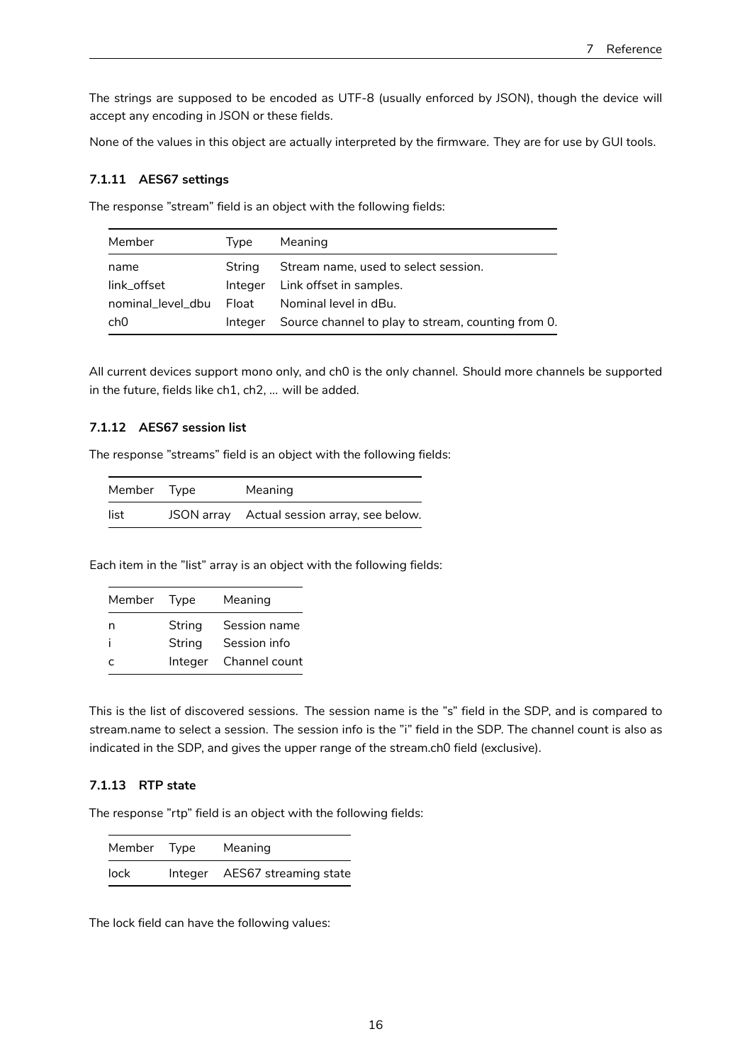The strings are supposed to be encoded as UTF-8 (usually enforced by JSON), though the device will accept any encoding in JSON or these fields.

None of the values in this object are actually interpreted by the firmware. They are for use by GUI tools.

### 7.1.11 AES67 settings

The response "stream" field is an object with the following fields:

| Member | Type | Meaning |
|---|---|---|
| name | String | Stream name, used to select session. |
| link_offset | Integer | Link offset in samples. |
| nominal_level_dbu | Float | Nominal level in dBu. |
| ch0 | Integer | Source channel to play to stream, counting from 0. |

All current devices support mono only, and ch0 is the only channel. Should more channels be supported in the future, fields like ch1, ch2, ... will be added.

### 7.1.12 AES67 session list

The response "streams" field is an object with the following fields:

| Member | Type | Meaning |
|---|---|---|
| list | JSON array | Actual session array, see below. |

Each item in the "list" array is an object with the following fields:

| Member | Type | Meaning |
|---|---|---|
| n | String | Session name |
| i | String | Session info |
| c | Integer | Channel count |

This is the list of discovered sessions. The session name is the "s" field in the SDP, and is compared to stream.name to select a session. The session info is the "i" field in the SDP. The channel count is also as indicated in the SDP, and gives the upper range of the stream.ch0 field (exclusive).

### 7.1.13 RTP state

The response "rtp" field is an object with the following fields:

| Member | Type | Meaning |
|---|---|---|
| lock | Integer | AES67 streaming state |

The lock field can have the following values: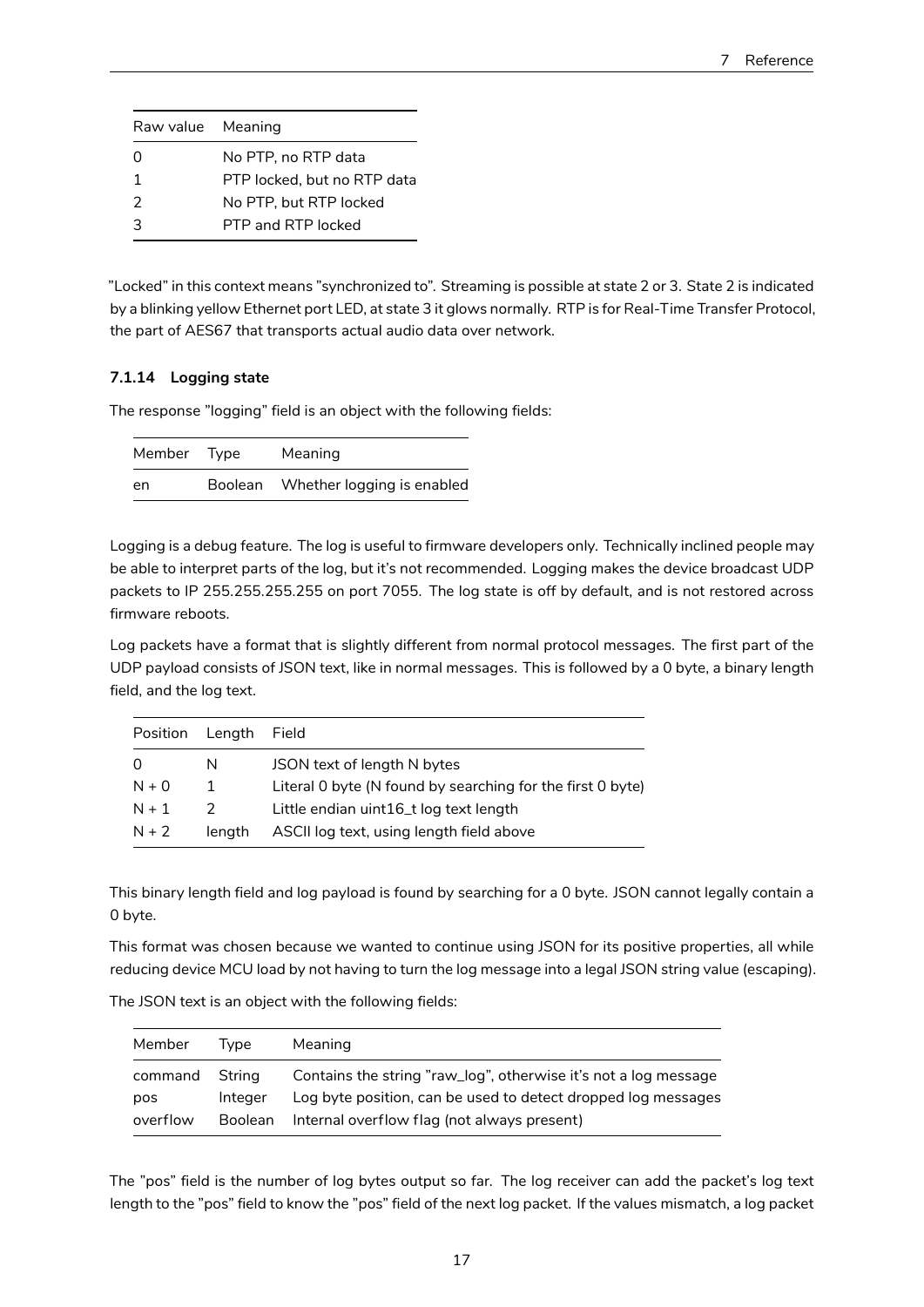| Raw value | Meaning |
|---|---|
| 0 | No PTP, no RTP data |
| 1 | PTP locked, but no RTP data |
| 2 | No PTP, but RTP locked |
| 3 | PTP and RTP locked |

"Locked" in this context means "synchronized to". Streaming is possible at state 2 or 3. State 2 is indicated by a blinking yellow Ethernet port LED, at state 3 it glows normally. RTP is for Real-Time Transfer Protocol, the part of AES67 that transports actual audio data over network.

#### 7.1.14 Logging state

The response "logging" field is an object with the following fields:

| Member | Type | Meaning |
|---|---|---|
| en | Boolean | Whether logging is enabled |

Logging is a debug feature. The log is useful to firmware developers only. Technically inclined people may be able to interpret parts of the log, but it's not recommended. Logging makes the device broadcast UDP packets to IP 255.255.255.255 on port 7055. The log state is off by default, and is not restored across firmware reboots.

Log packets have a format that is slightly different from normal protocol messages. The first part of the UDP payload consists of JSON text, like in normal messages. This is followed by a 0 byte, a binary length field, and the log text.

| Position | Length | Field |
|---|---|---|
| 0 | N | JSON text of length N bytes |
| N + 0 | 1 | Literal 0 byte (N found by searching for the first 0 byte) |
| N + 1 | 2 | Little endian uint16_t log text length |
| N + 2 | length | ASCII log text, using length field above |

This binary length field and log payload is found by searching for a 0 byte. JSON cannot legally contain a 0 byte.

This format was chosen because we wanted to continue using JSON for its positive properties, all while reducing device MCU load by not having to turn the log message into a legal JSON string value (escaping).

The JSON text is an object with the following fields:

| Member | Type | Meaning |
|---|---|---|
| command | String | Contains the string "raw_log", otherwise it's not a log message |
| pos | Integer | Log byte position, can be used to detect dropped log messages |
| overflow | Boolean | Internal overflow flag (not always present) |

The "pos" field is the number of log bytes output so far. The log receiver can add the packet's log text length to the "pos" field to know the "pos" field of the next log packet. If the values mismatch, a log packet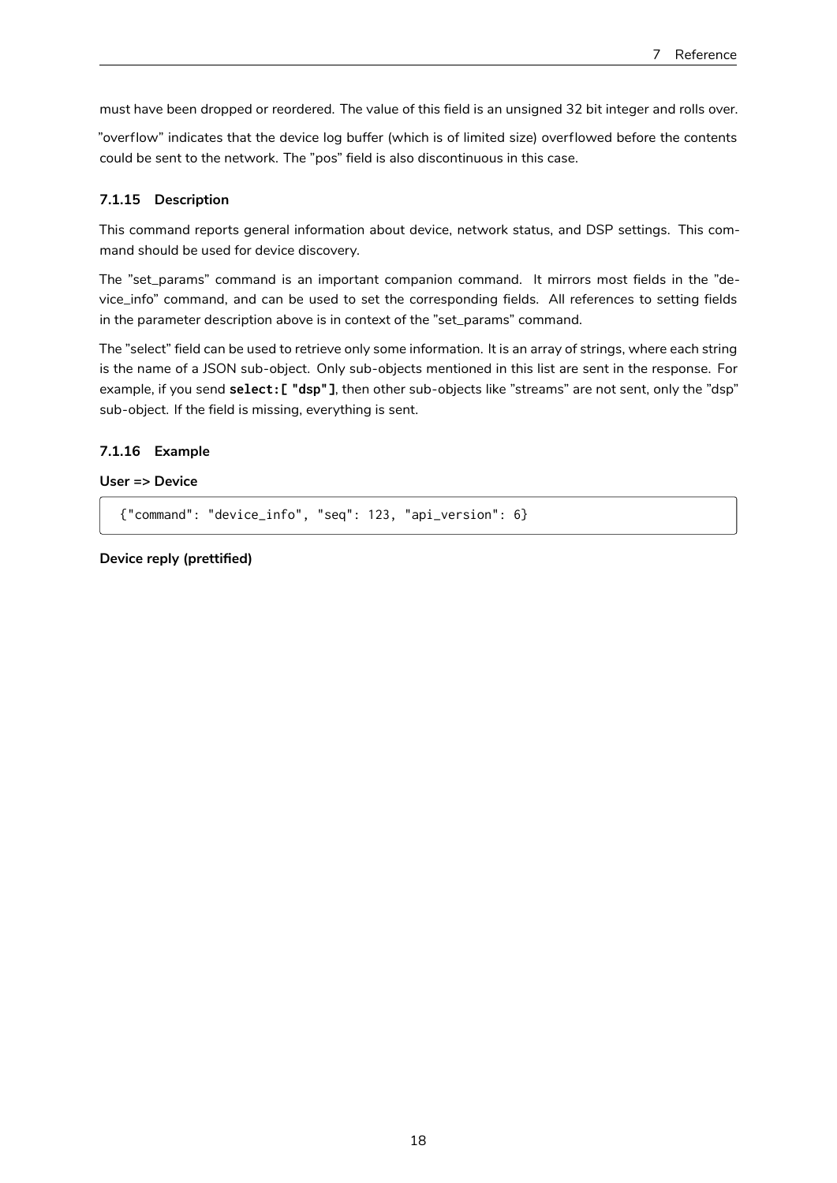must have been dropped or reordered. The value of this field is an unsigned 32 bit integer and rolls over.

"overflow" indicates that the device log buffer (which is of limited size) overflowed before the contents could be sent to the network. The "pos" field is also discontinuous in this case.

### 7.1.15 Description

This command reports general information about device, network status, and DSP settings. This command should be used for device discovery.

The "set_params" command is an important companion command. It mirrors most fields in the "device_info" command, and can be used to set the corresponding fields. All references to setting fields in the parameter description above is in context of the "set_params" command.

The "select" field can be used to retrieve only some information. It is an array of strings, where each string is the name of a JSON sub-object. Only sub-objects mentioned in this list are sent in the response. For example, if you send **`select:[ "dsp"]`**, then other sub-objects like "streams" are not sent, only the "dsp" sub-object. If the field is missing, everything is sent.

### 7.1.16 Example

**User => Device**

```
{"command": "device_info", "seq": 123, "api_version": 6}
```

**Device reply (prettified)**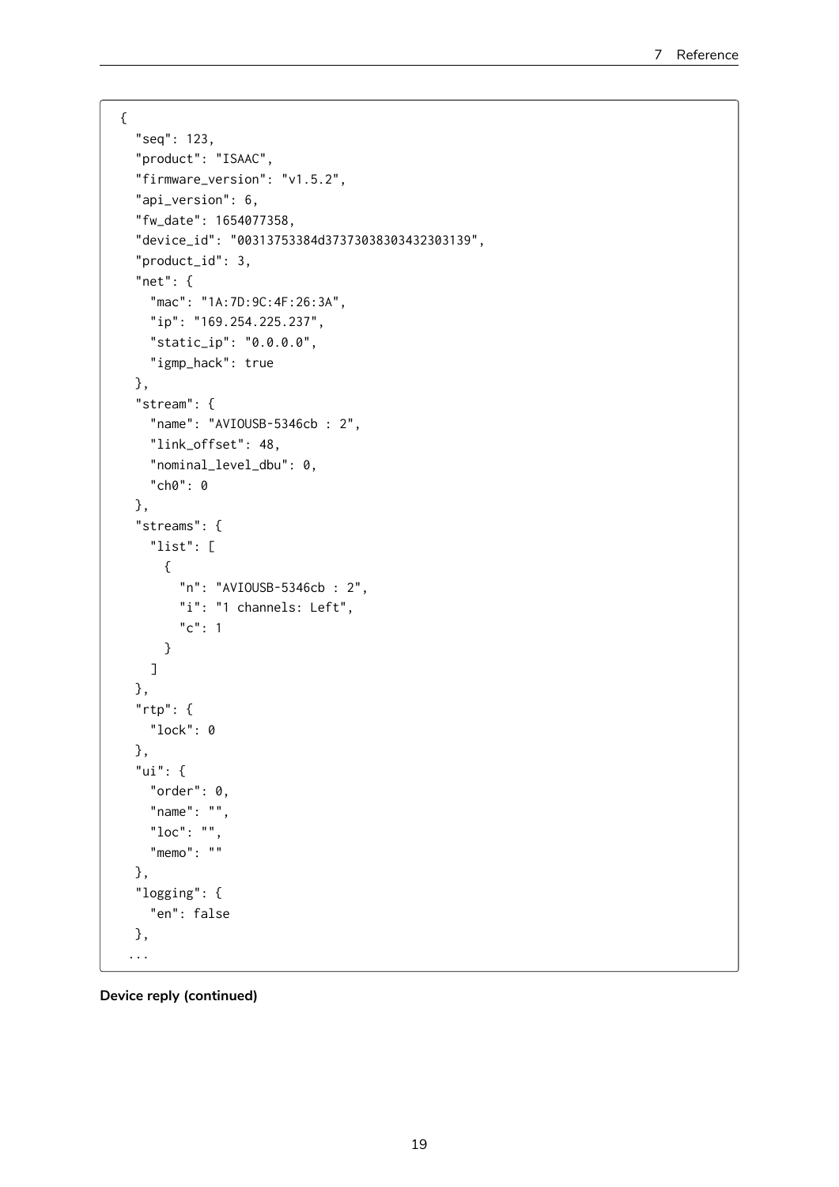```
{
  "seq": 123,
  "product": "ISAAC",
  "firmware_version": "v1.5.2",
  "api_version": 6,
  "fw_date": 1654077358,
  "device_id": "00313753384d37373038303432303139",
  "product_id": 3,
  "net": {
    "mac": "1A:7D:9C:4F:26:3A",
    "ip": "169.254.225.237",
    "static_ip": "0.0.0.0",
    "igmp_hack": true
  },
  "stream": {
    "name": "AVIOUSB-5346cb : 2",
    "link_offset": 48,
    "nominal_level_dbu": 0,
    "ch0": 0
  },
  "streams": {
    "list": [
      {
        "n": "AVIOUSB-5346cb : 2",
        "i": "1 channels: Left",
        "c": 1
      }
    ]
  },
  "rtp": {
    "lock": 0
  },
  "ui": {
    "order": 0,
    "name": "",
    "loc": "",
    "memo": ""
  },
  "logging": {
    "en": false
  },
 ...
```

**Device reply (continued)**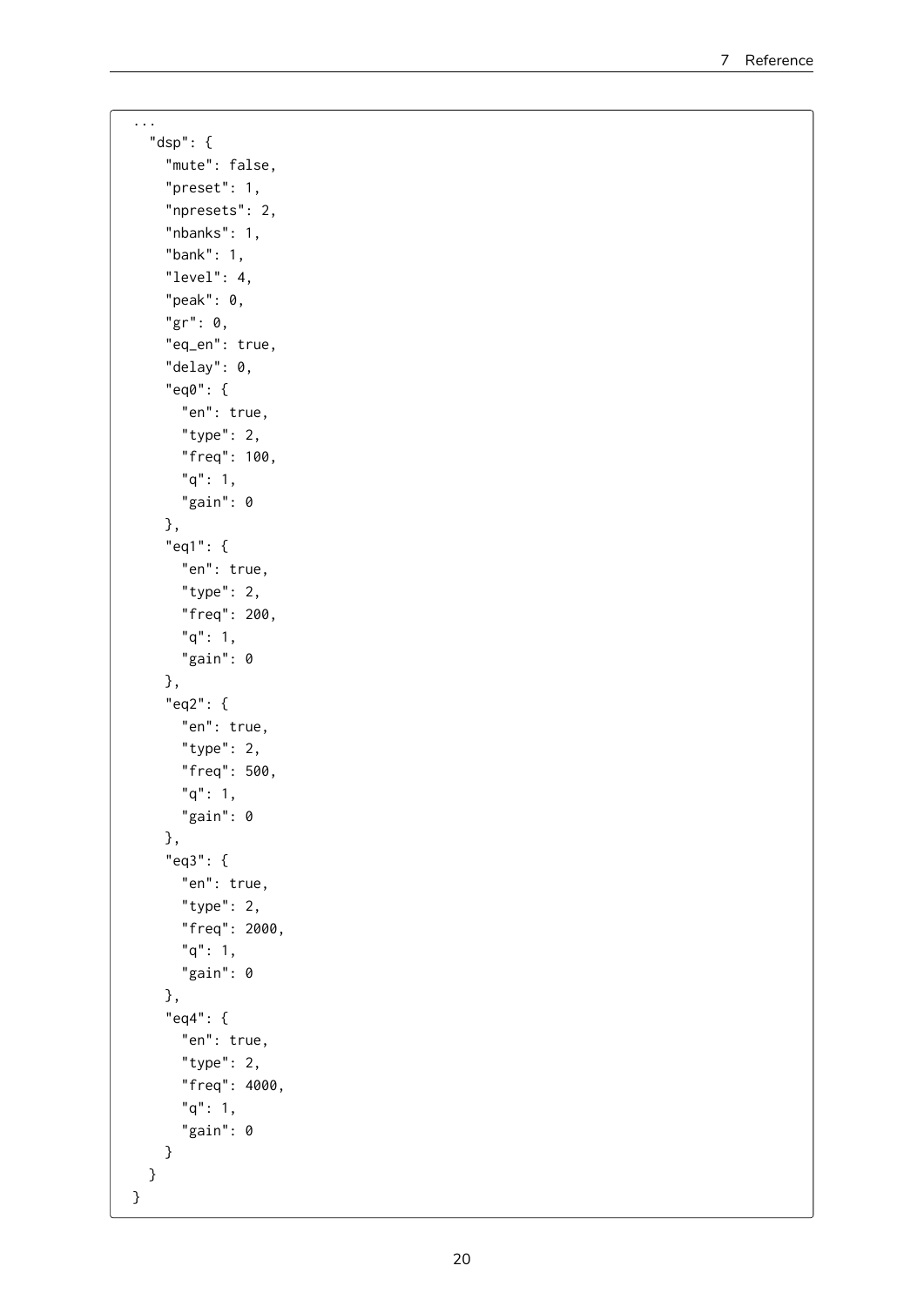```
...
  "dsp": {
    "mute": false,
    "preset": 1,
    "npresets": 2,
    "nbanks": 1,
    "bank": 1,
    "level": 4,
    "peak": 0,
    "gr": 0,
    "eq_en": true,
    "delay": 0,
    "eq0": {
      "en": true,
      "type": 2,
      "freq": 100,
      "q": 1,
      "gain": 0
    },
    "eq1": {
      "en": true,
      "type": 2,
      "freq": 200,
      "q": 1,
      "gain": 0
    },
    "eq2": {
      "en": true,
      "type": 2,
      "freq": 500,
      "q": 1,
      "gain": 0
    },
    "eq3": {
      "en": true,
      "type": 2,
      "freq": 2000,
      "q": 1,
      "gain": 0
    },
    "eq4": {
      "en": true,
      "type": 2,
      "freq": 4000,
      "q": 1,
      "gain": 0
    }
  }
}
```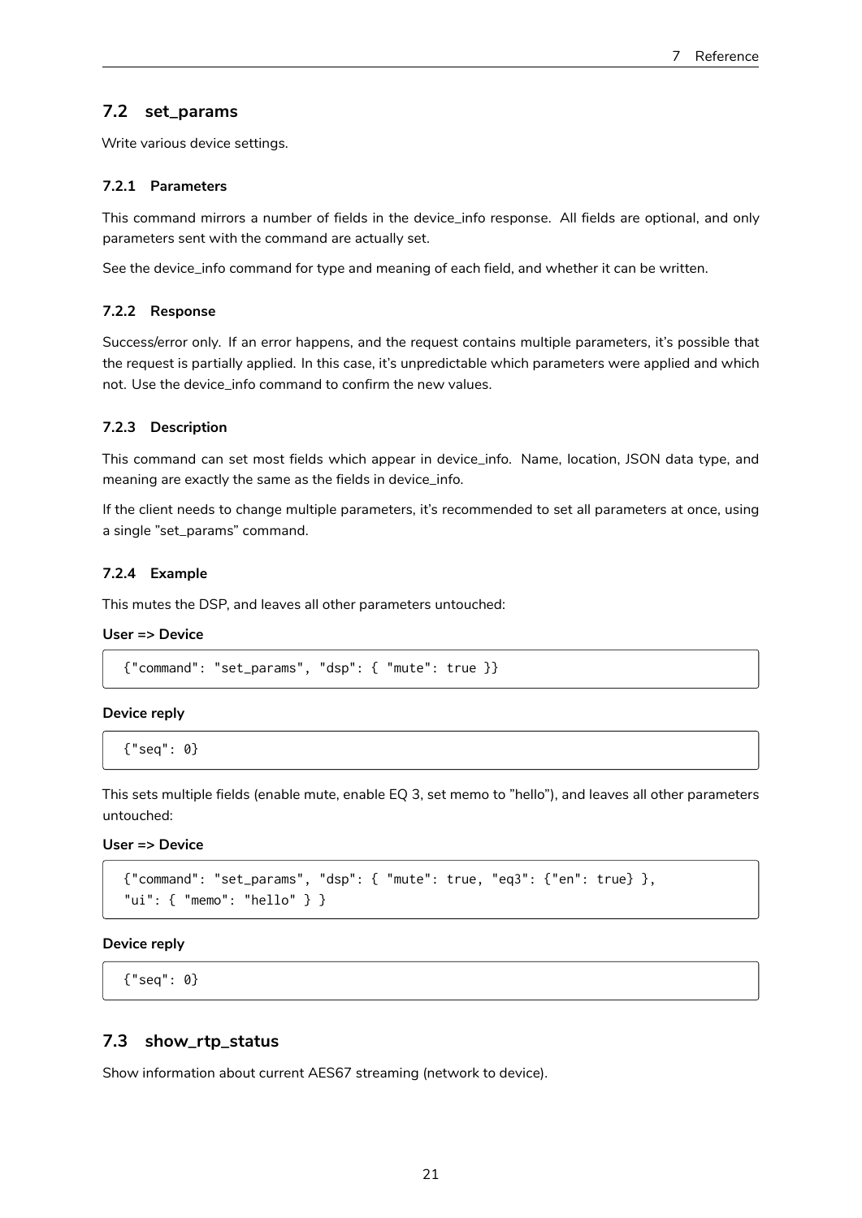## 7.2 set_params

Write various device settings.

### 7.2.1 Parameters

This command mirrors a number of fields in the device_info response. All fields are optional, and only parameters sent with the command are actually set.

See the device_info command for type and meaning of each field, and whether it can be written.

### 7.2.2 Response

Success/error only. If an error happens, and the request contains multiple parameters, it's possible that the request is partially applied. In this case, it's unpredictable which parameters were applied and which not. Use the device_info command to confirm the new values.

### 7.2.3 Description

This command can set most fields which appear in device_info. Name, location, JSON data type, and meaning are exactly the same as the fields in device_info.

If the client needs to change multiple parameters, it's recommended to set all parameters at once, using a single "set_params" command.

### 7.2.4 Example

This mutes the DSP, and leaves all other parameters untouched:

**User => Device**

```
{"command": "set_params", "dsp": { "mute": true }}
```

**Device reply**

```
{"seq": 0}
```

This sets multiple fields (enable mute, enable EQ 3, set memo to "hello"), and leaves all other parameters untouched:

**User => Device**

```
{"command": "set_params", "dsp": { "mute": true, "eq3": {"en": true} },
"ui": { "memo": "hello" } }
```

**Device reply**

```
{"seq": 0}
```

## 7.3 show_rtp_status

Show information about current AES67 streaming (network to device).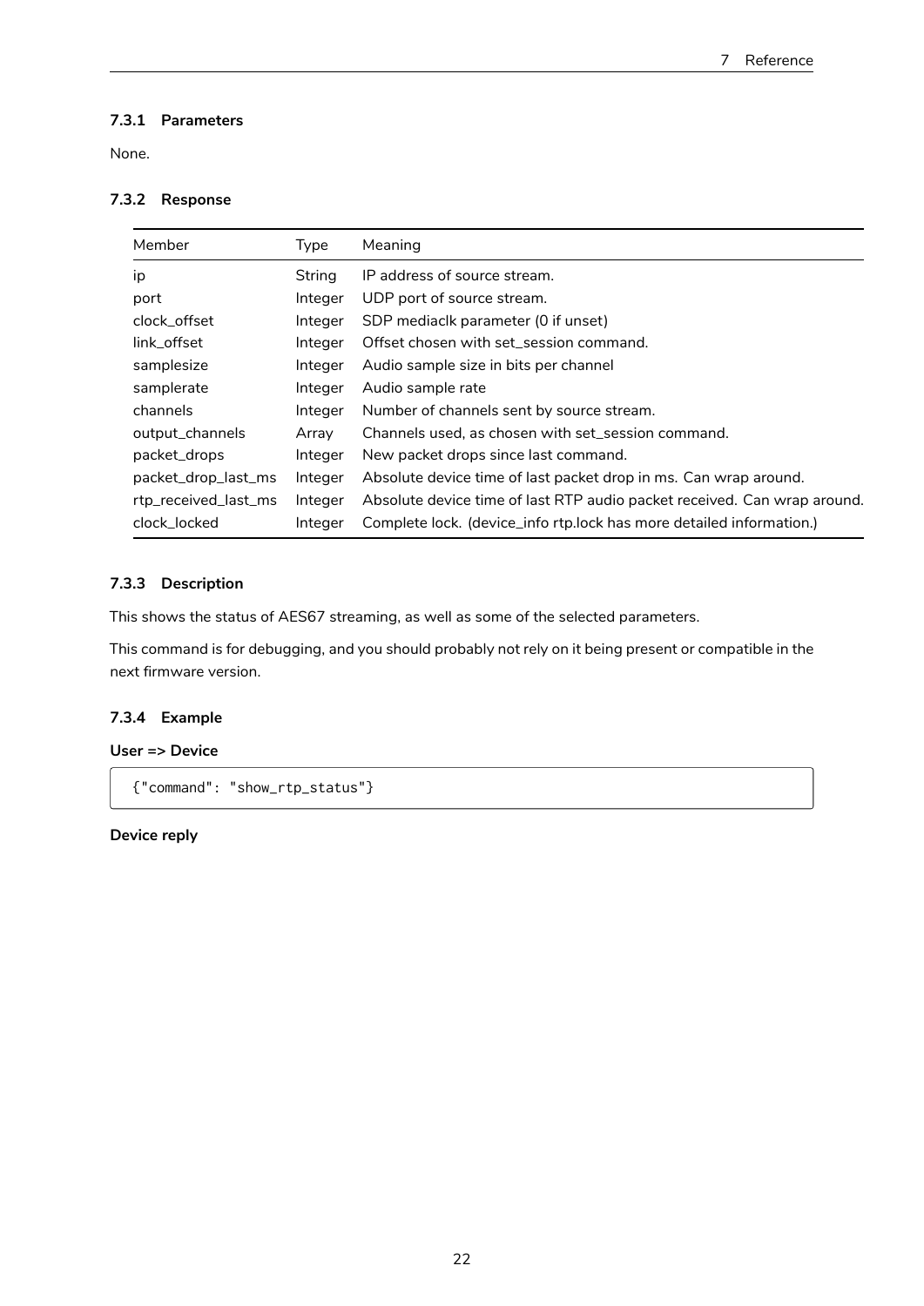#### 7.3.1 Parameters

None.

#### 7.3.2 Response

| Member | Type | Meaning |
|---|---|---|
| ip | String | IP address of source stream. |
| port | Integer | UDP port of source stream. |
| clock_offset | Integer | SDP mediaclk parameter (0 if unset) |
| link_offset | Integer | Offset chosen with set_session command. |
| samplesize | Integer | Audio sample size in bits per channel |
| samplerate | Integer | Audio sample rate |
| channels | Integer | Number of channels sent by source stream. |
| output_channels | Array | Channels used, as chosen with set_session command. |
| packet_drops | Integer | New packet drops since last command. |
| packet_drop_last_ms | Integer | Absolute device time of last packet drop in ms. Can wrap around. |
| rtp_received_last_ms | Integer | Absolute device time of last RTP audio packet received. Can wrap around. |
| clock_locked | Integer | Complete lock. (device_info rtp.lock has more detailed information.) |

#### 7.3.3 Description

This shows the status of AES67 streaming, as well as some of the selected parameters.

This command is for debugging, and you should probably not rely on it being present or compatible in the next firmware version.

#### 7.3.4 Example

**User => Device**

```
{"command": "show_rtp_status"}
```

**Device reply**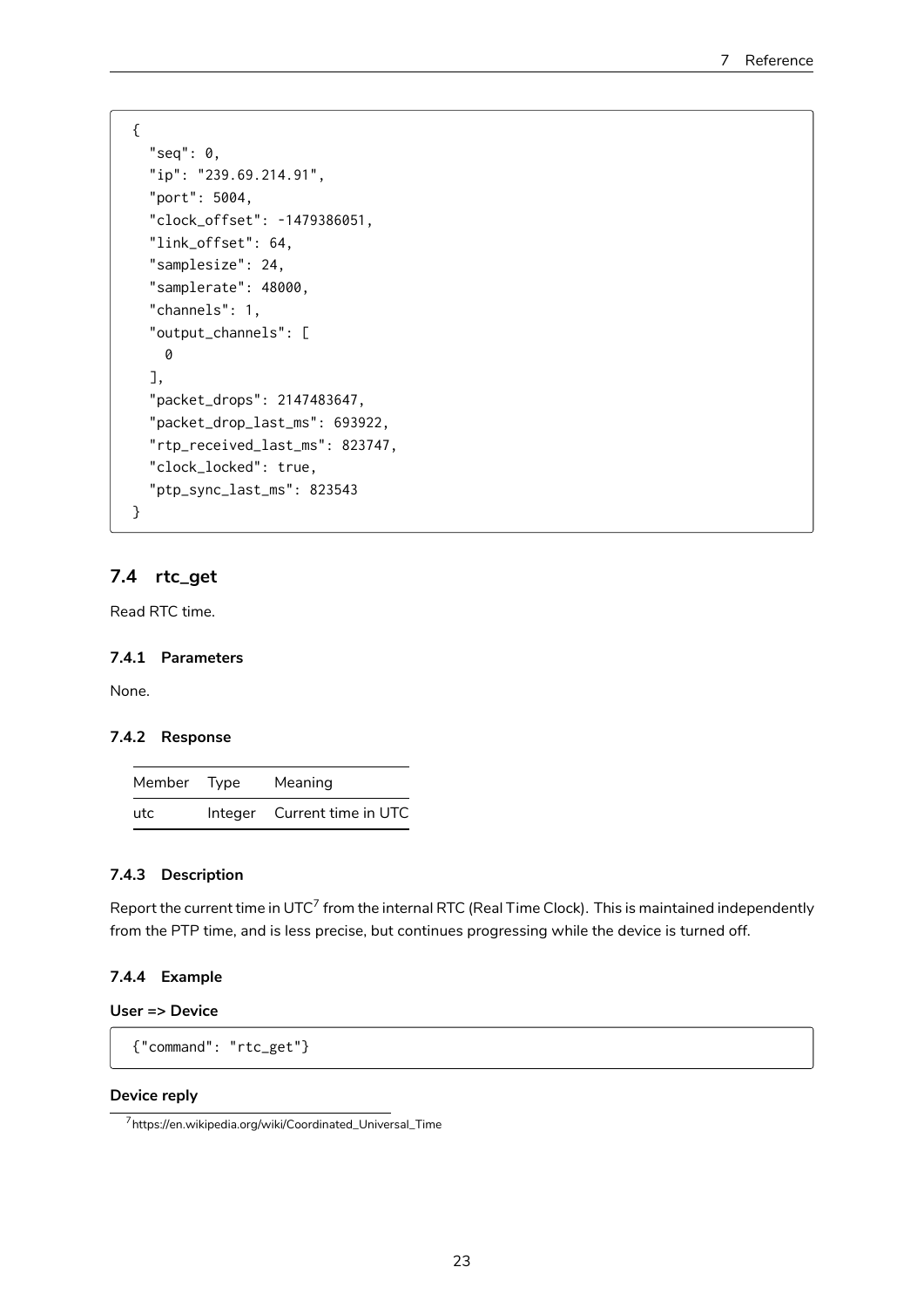```
{
  "seq": 0,
  "ip": "239.69.214.91",
  "port": 5004,
  "clock_offset": -1479386051,
  "link_offset": 64,
  "samplesize": 24,
  "samplerate": 48000,
  "channels": 1,
  "output_channels": [
    0
  ],
  "packet_drops": 2147483647,
  "packet_drop_last_ms": 693922,
  "rtp_received_last_ms": 823747,
  "clock_locked": true,
  "ptp_sync_last_ms": 823543
}
```

## 7.4 rtc_get

Read RTC time.

### 7.4.1 Parameters

None.

### 7.4.2 Response

| Member | Type | Meaning |
|---|---|---|
| utc | Integer | Current time in UTC |

### 7.4.3 Description

Report the current time in UTC[7] from the internal RTC (Real Time Clock). This is maintained independently from the PTP time, and is less precise, but continues progressing while the device is turned off.

### 7.4.4 Example

**User => Device**

```
{"command": "rtc_get"}
```

**Device reply**

[7] https://en.wikipedia.org/wiki/Coordinated_Universal_Time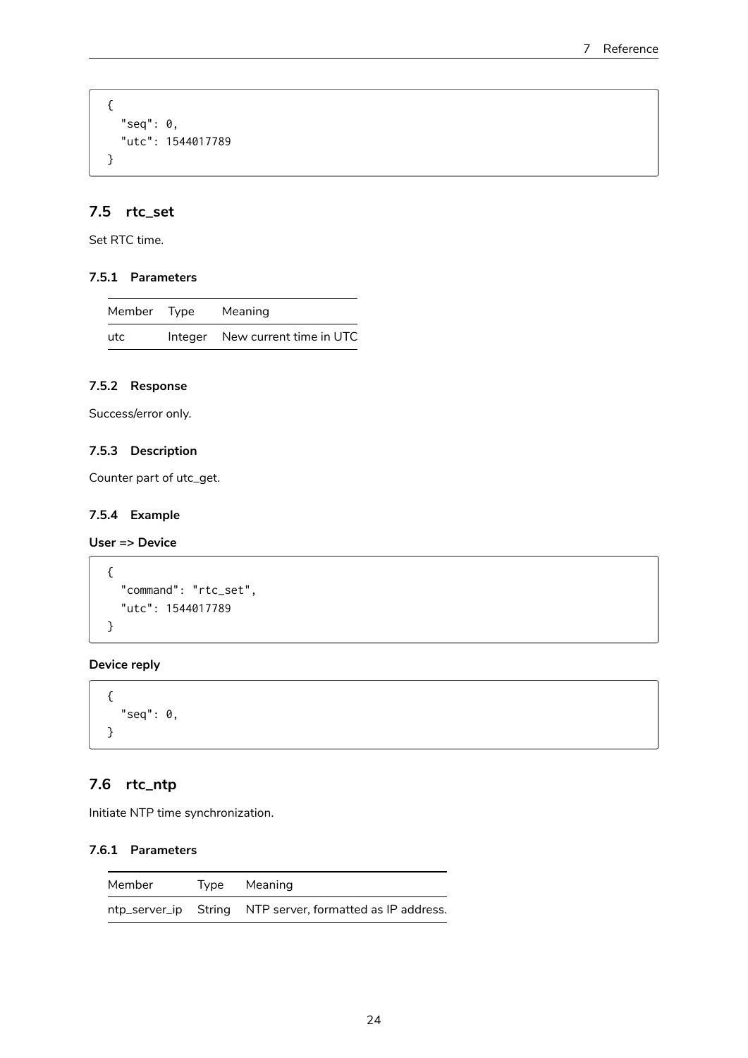```
{
  "seq": 0,
  "utc": 1544017789
}
```

## 7.5 rtc_set

Set RTC time.

### 7.5.1 Parameters

| Member | Type | Meaning |
|---|---|---|
| utc | Integer | New current time in UTC |

### 7.5.2 Response

Success/error only.

### 7.5.3 Description

Counter part of utc_get.

### 7.5.4 Example

**User => Device**

```
{
  "command": "rtc_set",
  "utc": 1544017789
}
```

**Device reply**

```
{
  "seq": 0,
}
```

## 7.6 rtc_ntp

Initiate NTP time synchronization.

### 7.6.1 Parameters

| Member | Type | Meaning |
|---|---|---|
| ntp_server_ip | String | NTP server, formatted as IP address. |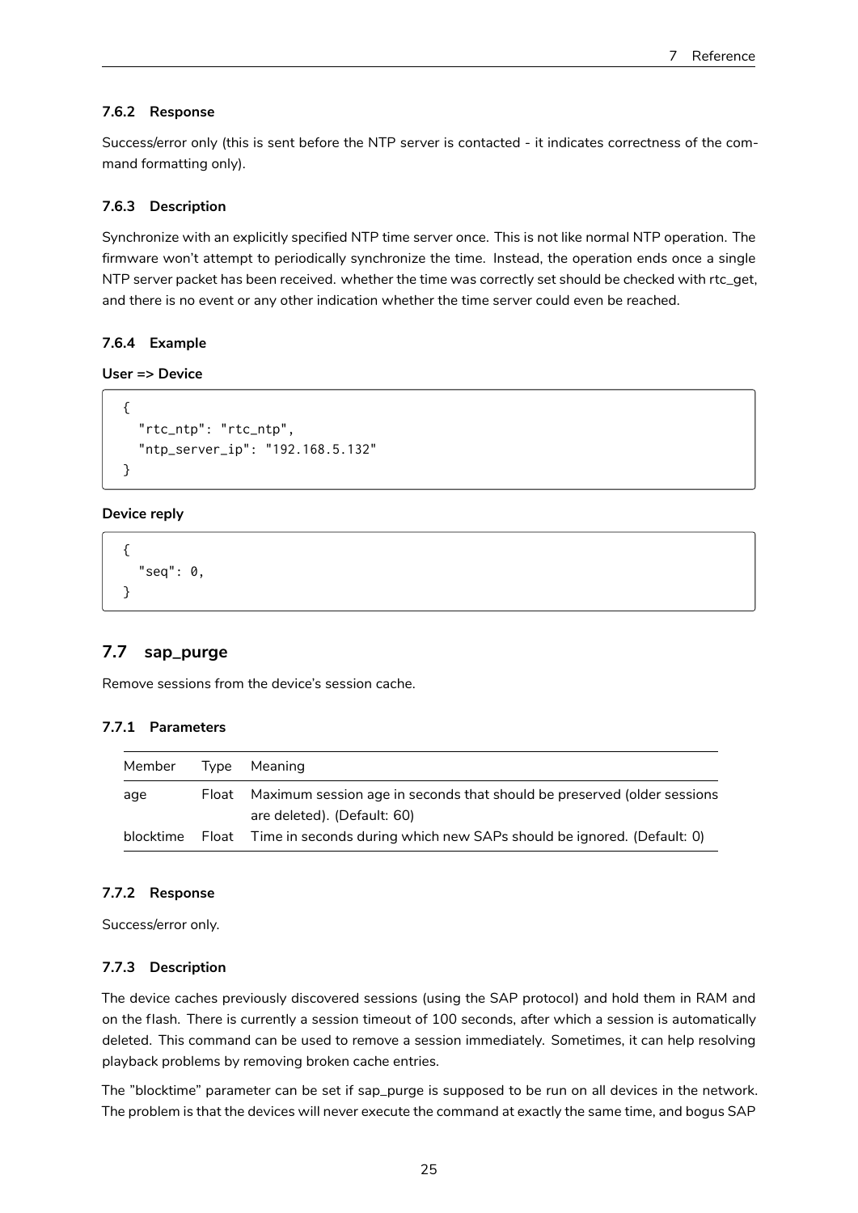#### 7.6.2 Response

Success/error only (this is sent before the NTP server is contacted - it indicates correctness of the command formatting only).

#### 7.6.3 Description

Synchronize with an explicitly specified NTP time server once. This is not like normal NTP operation. The firmware won't attempt to periodically synchronize the time. Instead, the operation ends once a single NTP server packet has been received. whether the time was correctly set should be checked with rtc_get, and there is no event or any other indication whether the time server could even be reached.

#### 7.6.4 Example

**User => Device**

```
{
  "rtc_ntp": "rtc_ntp",
  "ntp_server_ip": "192.168.5.132"
}
```

**Device reply**

```
{
  "seq": 0,
}
```

### 7.7 sap_purge

Remove sessions from the device's session cache.

#### 7.7.1 Parameters

| Member | Type | Meaning |
|---|---|---|
| age | Float | Maximum session age in seconds that should be preserved (older sessions are deleted). (Default: 60) |
| blocktime | Float | Time in seconds during which new SAPs should be ignored. (Default: 0) |

#### 7.7.2 Response

Success/error only.

#### 7.7.3 Description

The device caches previously discovered sessions (using the SAP protocol) and hold them in RAM and on the flash. There is currently a session timeout of 100 seconds, after which a session is automatically deleted. This command can be used to remove a session immediately. Sometimes, it can help resolving playback problems by removing broken cache entries.

The "blocktime" parameter can be set if sap_purge is supposed to be run on all devices in the network. The problem is that the devices will never execute the command at exactly the same time, and bogus SAP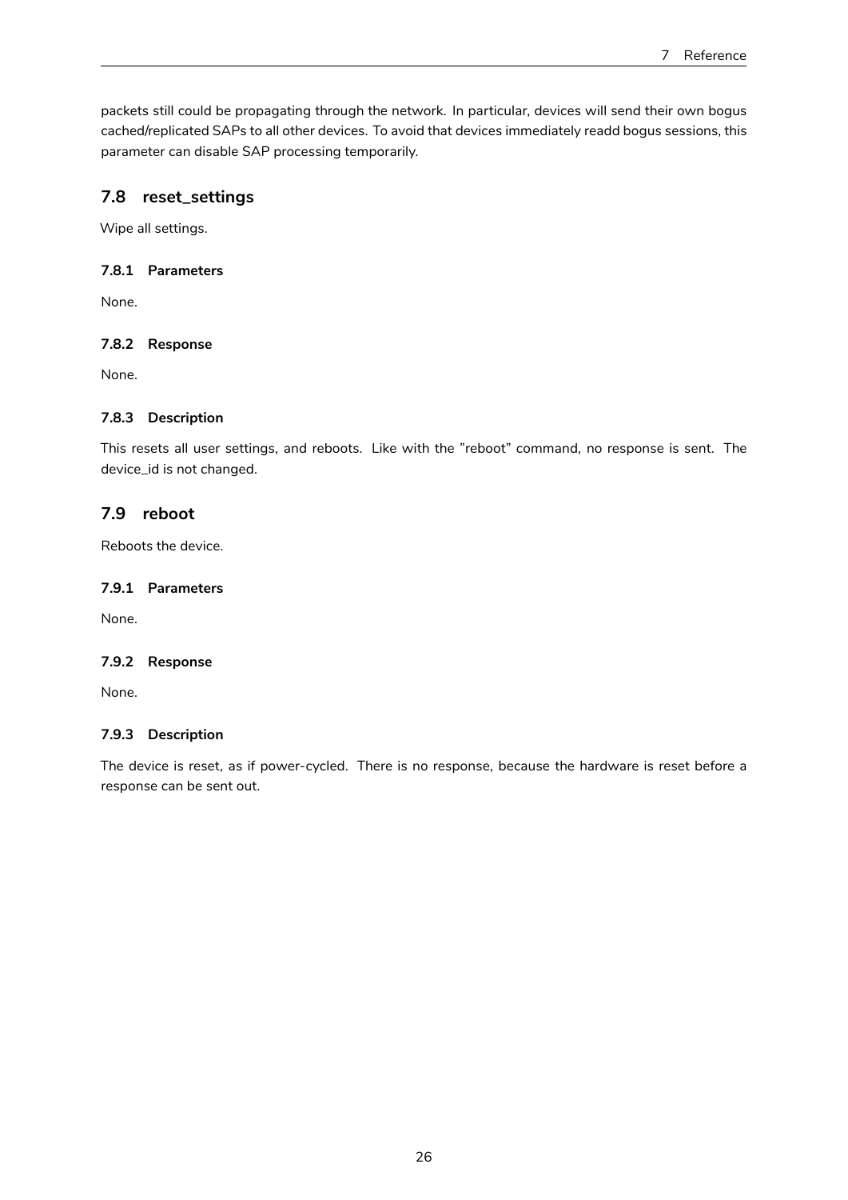packets still could be propagating through the network. In particular, devices will send their own bogus cached/replicated SAPs to all other devices. To avoid that devices immediately readd bogus sessions, this parameter can disable SAP processing temporarily.

## 7.8 reset_settings

Wipe all settings.

### 7.8.1 Parameters

None.

### 7.8.2 Response

None.

### 7.8.3 Description

This resets all user settings, and reboots. Like with the "reboot" command, no response is sent. The device_id is not changed.

## 7.9 reboot

Reboots the device.

### 7.9.1 Parameters

None.

### 7.9.2 Response

None.

### 7.9.3 Description

The device is reset, as if power-cycled. There is no response, because the hardware is reset before a response can be sent out.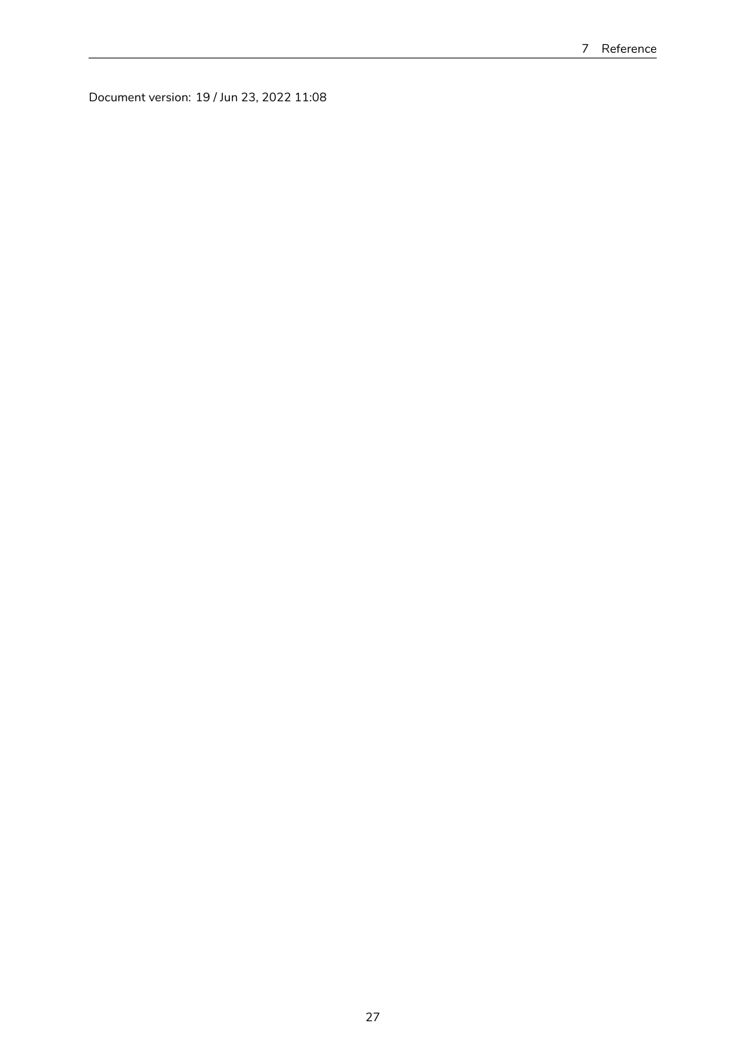Document version: 19 / Jun 23, 2022 11:08